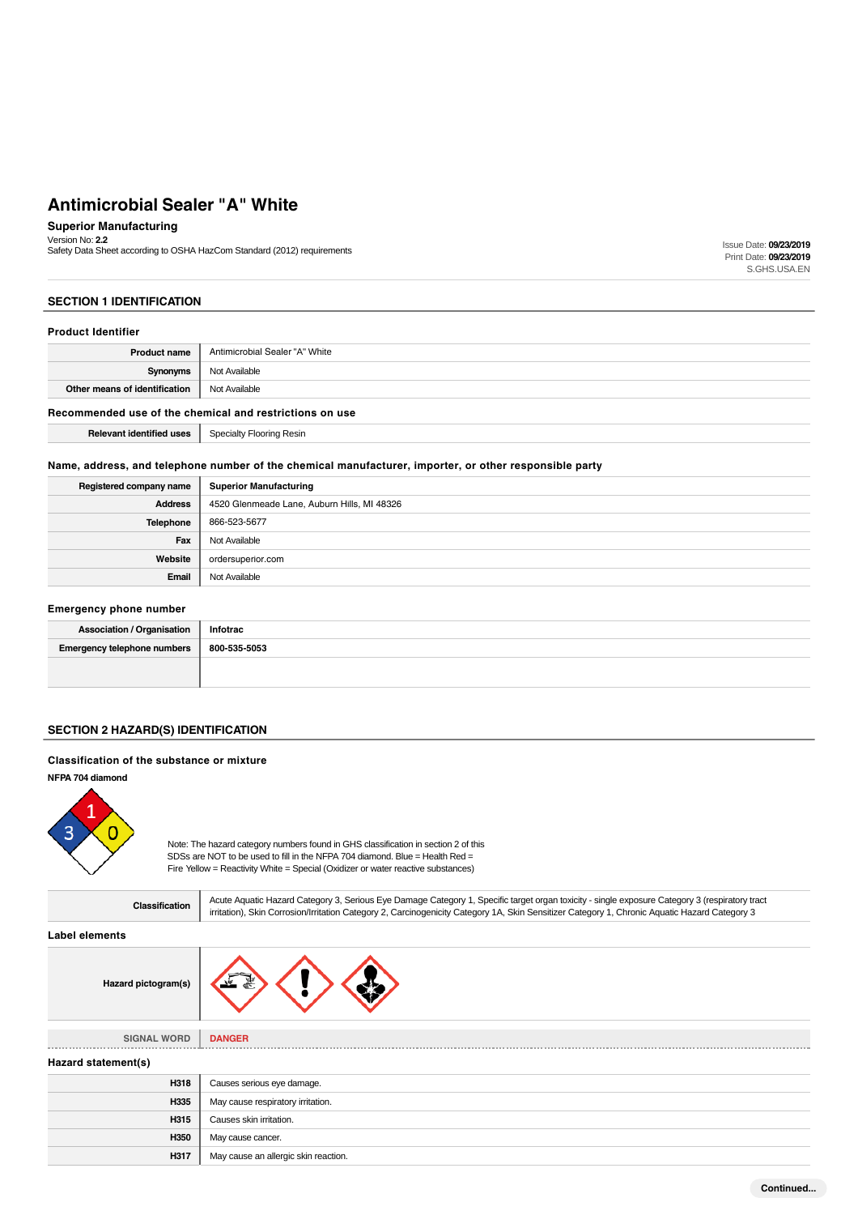# Antimicrobial Sealer "A" White

**Superior Manufacturing**

Version No: **2.2**

Safety Data Sheet according to OSHA HazCom Standard (2012) requirements

Issue Date: **09/23/2019**
Print Date: **09/23/2019**
S.GHS.USA.EN

## SECTION 1 IDENTIFICATION

### Product Identifier

| | |
|---|---|
| **Product name** | Antimicrobial Sealer "A" White |
| **Synonyms** | Not Available |
| **Other means of identification** | Not Available |

### Recommended use of the chemical and restrictions on use

| | |
|---|---|
| **Relevant identified uses** | Specialty Flooring Resin |

### Name, address, and telephone number of the chemical manufacturer, importer, or other responsible party

| | |
|---|---|
| **Registered company name** | **Superior Manufacturing** |
| **Address** | 4520 Glenmeade Lane, Auburn Hills, MI 48326 |
| **Telephone** | 866-523-5677 |
| **Fax** | Not Available |
| **Website** | ordersuperior.com |
| **Email** | Not Available |

### Emergency phone number

| | |
|---|---|
| **Association / Organisation** | **Infotrac** |
| **Emergency telephone numbers** | **800-535-5053** |
| | |

## SECTION 2 HAZARD(S) IDENTIFICATION

### Classification of the substance or mixture

**NFPA 704 diamond**

1
3
0

Note: The hazard category numbers found in GHS classification in section 2 of this SDSs are NOT to be used to fill in the NFPA 704 diamond. Blue = Health Red = Fire Yellow = Reactivity White = Special (Oxidizer or water reactive substances)

| | |
|---|---|
| **Classification** | Acute Aquatic Hazard Category 3, Serious Eye Damage Category 1, Specific target organ toxicity - single exposure Category 3 (respiratory tract irritation), Skin Corrosion/Irritation Category 2, Carcinogenicity Category 1A, Skin Sensitizer Category 1, Chronic Aquatic Hazard Category 3 |

### Label elements

| | |
|---|---|
| **Hazard pictogram(s)** | |
| SIGNAL WORD | **DANGER** |

### Hazard statement(s)

| | |
|---|---|
| **H318** | Causes serious eye damage. |
| **H335** | May cause respiratory irritation. |
| **H315** | Causes skin irritation. |
| **H350** | May cause cancer. |
| **H317** | May cause an allergic skin reaction. |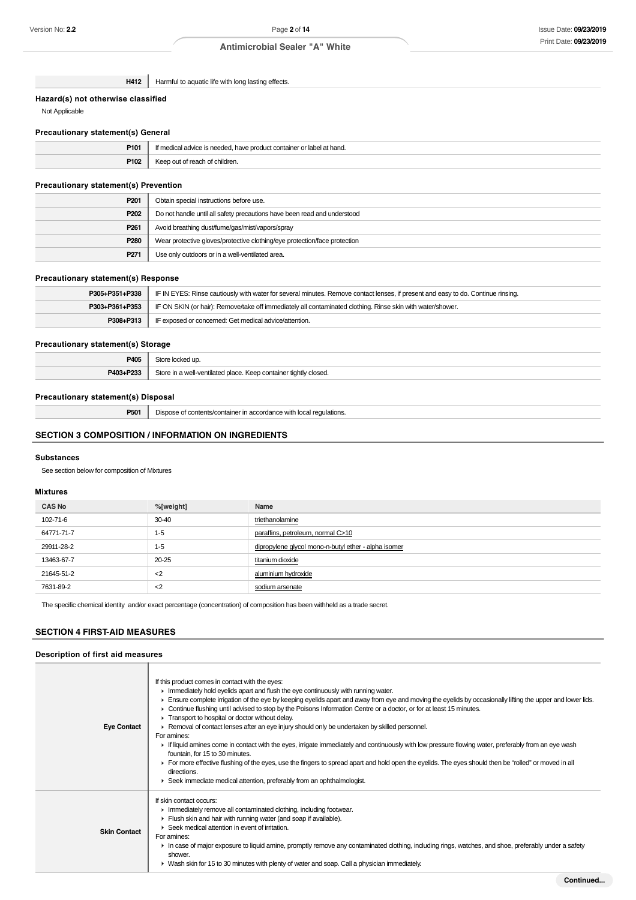| | |
|---|---|
| **H412** | Harmful to aquatic life with long lasting effects. |

### Hazard(s) not otherwise classified

Not Applicable

### Precautionary statement(s) General

| | |
|---|---|
| **P101** | If medical advice is needed, have product container or label at hand. |
| **P102** | Keep out of reach of children. |

### Precautionary statement(s) Prevention

| | |
|---|---|
| **P201** | Obtain special instructions before use. |
| **P202** | Do not handle until all safety precautions have been read and understood |
| **P261** | Avoid breathing dust/fume/gas/mist/vapors/spray |
| **P280** | Wear protective gloves/protective clothing/eye protection/face protection |
| **P271** | Use only outdoors or in a well-ventilated area. |

### Precautionary statement(s) Response

| | |
|---|---|
| **P305+P351+P338** | IF IN EYES: Rinse cautiously with water for several minutes. Remove contact lenses, if present and easy to do. Continue rinsing. |
| **P303+P361+P353** | IF ON SKIN (or hair): Remove/take off immediately all contaminated clothing. Rinse skin with water/shower. |
| **P308+P313** | IF exposed or concerned: Get medical advice/attention. |

### Precautionary statement(s) Storage

| | |
|---|---|
| **P405** | Store locked up. |
| **P403+P233** | Store in a well-ventilated place. Keep container tightly closed. |

### Precautionary statement(s) Disposal

| | |
|---|---|
| **P501** | Dispose of contents/container in accordance with local regulations. |

## SECTION 3 COMPOSITION / INFORMATION ON INGREDIENTS

### Substances

See section below for composition of Mixtures

### Mixtures

| CAS No | %[weight] | Name |
|---|---|---|
| 102-71-6 | 30-40 | triethanolamine |
| 64771-71-7 | 1-5 | paraffins, petroleum, normal C>10 |
| 29911-28-2 | 1-5 | dipropylene glycol mono-n-butyl ether - alpha isomer |
| 13463-67-7 | 20-25 | titanium dioxide |
| 21645-51-2 | <2 | aluminium hydroxide |
| 7631-89-2 | <2 | sodium arsenate |

The specific chemical identity and/or exact percentage (concentration) of composition has been withheld as a trade secret.

## SECTION 4 FIRST-AID MEASURES

### Description of first aid measures

| | |
|---|---|
| **Eye Contact** | If this product comes in contact with the eyes:<br>▸ Immediately hold eyelids apart and flush the eye continuously with running water.<br>▸ Ensure complete irrigation of the eye by keeping eyelids apart and away from eye and moving the eyelids by occasionally lifting the upper and lower lids.<br>▸ Continue flushing until advised to stop by the Poisons Information Centre or a doctor, or for at least 15 minutes.<br>▸ Transport to hospital or doctor without delay.<br>▸ Removal of contact lenses after an eye injury should only be undertaken by skilled personnel.<br>For amines:<br>▸ If liquid amines come in contact with the eyes, irrigate immediately and continuously with low pressure flowing water, preferably from an eye wash fountain, for 15 to 30 minutes.<br>▸ For more effective flushing of the eyes, use the fingers to spread apart and hold open the eyelids. The eyes should then be "rolled" or moved in all directions.<br>▸ Seek immediate medical attention, preferably from an ophthalmologist. |
| **Skin Contact** | If skin contact occurs:<br>▸ Immediately remove all contaminated clothing, including footwear.<br>▸ Flush skin and hair with running water (and soap if available).<br>▸ Seek medical attention in event of irritation.<br>For amines:<br>▸ In case of major exposure to liquid amine, promptly remove any contaminated clothing, including rings, watches, and shoe, preferably under a safety shower.<br>▸ Wash skin for 15 to 30 minutes with plenty of water and soap. Call a physician immediately. |

Continued...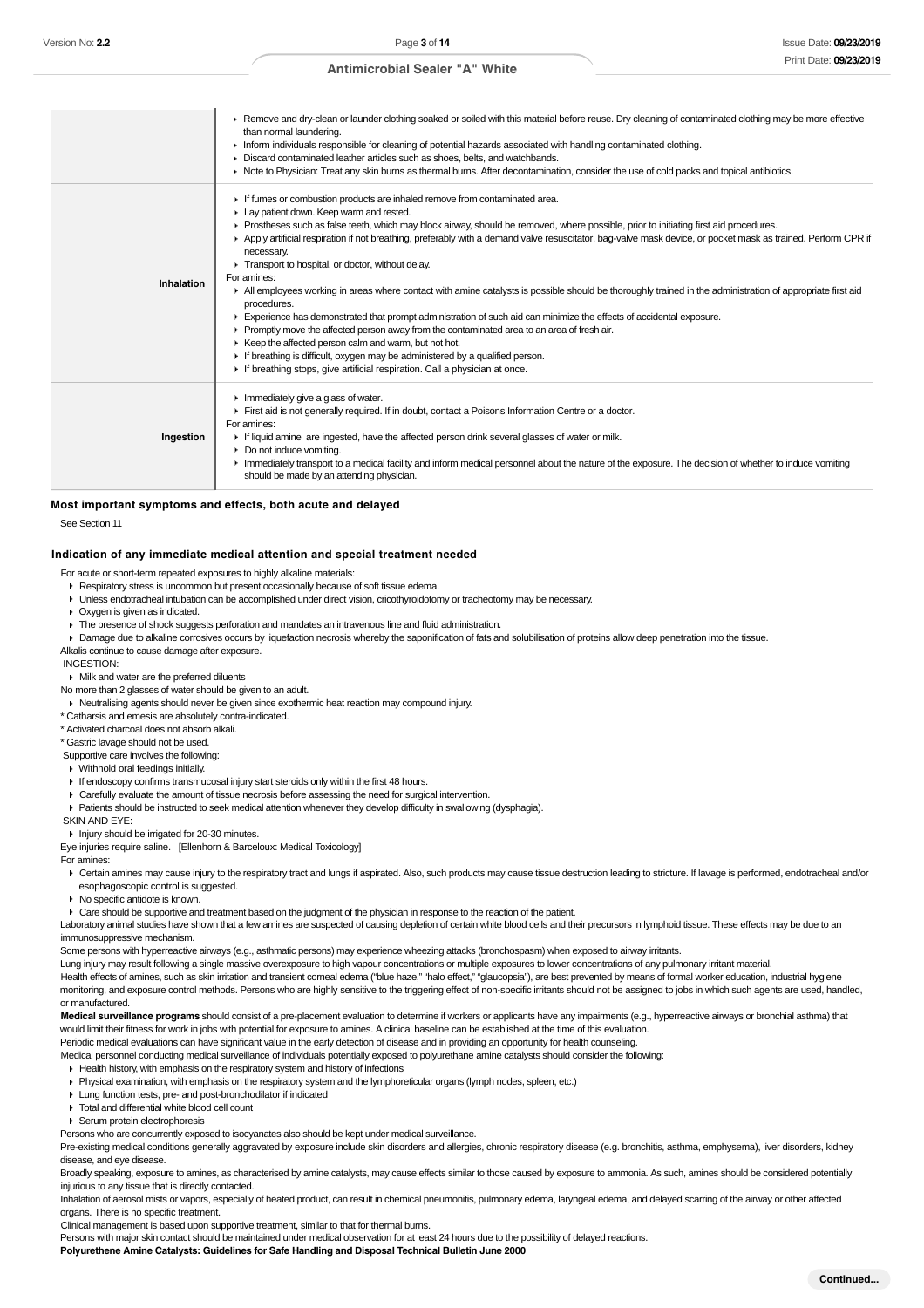| | |
|---|---|
| | - Remove and dry-clean or launder clothing soaked or soiled with this material before reuse. Dry cleaning of contaminated clothing may be more effective than normal laundering.<br>- Inform individuals responsible for cleaning of potential hazards associated with handling contaminated clothing.<br>- Discard contaminated leather articles such as shoes, belts, and watchbands.<br>- Note to Physician: Treat any skin burns as thermal burns. After decontamination, consider the use of cold packs and topical antibiotics. |
| **Inhalation** | - If fumes or combustion products are inhaled remove from contaminated area.<br>- Lay patient down. Keep warm and rested.<br>- Prostheses such as false teeth, which may block airway, should be removed, where possible, prior to initiating first aid procedures.<br>- Apply artificial respiration if not breathing, preferably with a demand valve resuscitator, bag-valve mask device, or pocket mask as trained. Perform CPR if necessary.<br>- Transport to hospital, or doctor, without delay.<br>For amines:<br>- All employees working in areas where contact with amine catalysts is possible should be thoroughly trained in the administration of appropriate first aid procedures.<br>- Experience has demonstrated that prompt administration of such aid can minimize the effects of accidental exposure.<br>- Promptly move the affected person away from the contaminated area to an area of fresh air.<br>- Keep the affected person calm and warm, but not hot.<br>- If breathing is difficult, oxygen may be administered by a qualified person.<br>- If breathing stops, give artificial respiration. Call a physician at once. |
| **Ingestion** | - Immediately give a glass of water.<br>- First aid is not generally required. If in doubt, contact a Poisons Information Centre or a doctor.<br>For amines:<br>- If liquid amine are ingested, have the affected person drink several glasses of water or milk.<br>- Do not induce vomiting.<br>- Immediately transport to a medical facility and inform medical personnel about the nature of the exposure. The decision of whether to induce vomiting should be made by an attending physician. |

### Most important symptoms and effects, both acute and delayed

See Section 11

### Indication of any immediate medical attention and special treatment needed

For acute or short-term repeated exposures to highly alkaline materials:

- Respiratory stress is uncommon but present occasionally because of soft tissue edema.
- Unless endotracheal intubation can be accomplished under direct vision, cricothyroidotomy or tracheotomy may be necessary.
- Oxygen is given as indicated.
- The presence of shock suggests perforation and mandates an intravenous line and fluid administration.
- Damage due to alkaline corrosives occurs by liquefaction necrosis whereby the saponification of fats and solubilisation of proteins allow deep penetration into the tissue.

Alkalis continue to cause damage after exposure.

INGESTION:

- Milk and water are the preferred diluents

No more than 2 glasses of water should be given to an adult.

- Neutralising agents should never be given since exothermic heat reaction may compound injury.

* Catharsis and emesis are absolutely contra-indicated.
* Activated charcoal does not absorb alkali.
* Gastric lavage should not be used.

Supportive care involves the following:

- Withhold oral feedings initially.
- If endoscopy confirms transmucosal injury start steroids only within the first 48 hours.
- Carefully evaluate the amount of tissue necrosis before assessing the need for surgical intervention.
- Patients should be instructed to seek medical attention whenever they develop difficulty in swallowing (dysphagia).

SKIN AND EYE:

- Injury should be irrigated for 20-30 minutes.

Eye injuries require saline. [Ellenhorn & Barceloux: Medical Toxicology]

For amines:

- Certain amines may cause injury to the respiratory tract and lungs if aspirated. Also, such products may cause tissue destruction leading to stricture. If lavage is performed, endotracheal and/or esophagoscopic control is suggested.
- No specific antidote is known.
- Care should be supportive and treatment based on the judgment of the physician in response to the reaction of the patient.

Laboratory animal studies have shown that a few amines are suspected of causing depletion of certain white blood cells and their precursors in lymphoid tissue. These effects may be due to an immunosuppressive mechanism.

Some persons with hyperreactive airways (e.g., asthmatic persons) may experience wheezing attacks (bronchospasm) when exposed to airway irritants.

Lung injury may result following a single massive overexposure to high vapour concentrations or multiple exposures to lower concentrations of any pulmonary irritant material.

Health effects of amines, such as skin irritation and transient corneal edema ("blue haze," "halo effect," "glaucopsia"), are best prevented by means of formal worker education, industrial hygiene monitoring, and exposure control methods. Persons who are highly sensitive to the triggering effect of non-specific irritants should not be assigned to jobs in which such agents are used, handled, or manufactured.

**Medical surveillance programs** should consist of a pre-placement evaluation to determine if workers or applicants have any impairments (e.g., hyperreactive airways or bronchial asthma) that would limit their fitness for work in jobs with potential for exposure to amines. A clinical baseline can be established at the time of this evaluation.

Periodic medical evaluations can have significant value in the early detection of disease and in providing an opportunity for health counseling.

Medical personnel conducting medical surveillance of individuals potentially exposed to polyurethane amine catalysts should consider the following:

- Health history, with emphasis on the respiratory system and history of infections
- Physical examination, with emphasis on the respiratory system and the lymphoreticular organs (lymph nodes, spleen, etc.)
- Lung function tests, pre- and post-bronchodilator if indicated
- Total and differential white blood cell count
- Serum protein electrophoresis

Persons who are concurrently exposed to isocyanates also should be kept under medical surveillance.

Pre-existing medical conditions generally aggravated by exposure include skin disorders and allergies, chronic respiratory disease (e.g. bronchitis, asthma, emphysema), liver disorders, kidney disease, and eye disease.

Broadly speaking, exposure to amines, as characterised by amine catalysts, may cause effects similar to those caused by exposure to ammonia. As such, amines should be considered potentially injurious to any tissue that is directly contacted.

Inhalation of aerosol mists or vapors, especially of heated product, can result in chemical pneumonitis, pulmonary edema, laryngeal edema, and delayed scarring of the airway or other affected organs. There is no specific treatment.

Clinical management is based upon supportive treatment, similar to that for thermal burns.

Persons with major skin contact should be maintained under medical observation for at least 24 hours due to the possibility of delayed reactions.

**Polyurethene Amine Catalysts: Guidelines for Safe Handling and Disposal Technical Bulletin June 2000**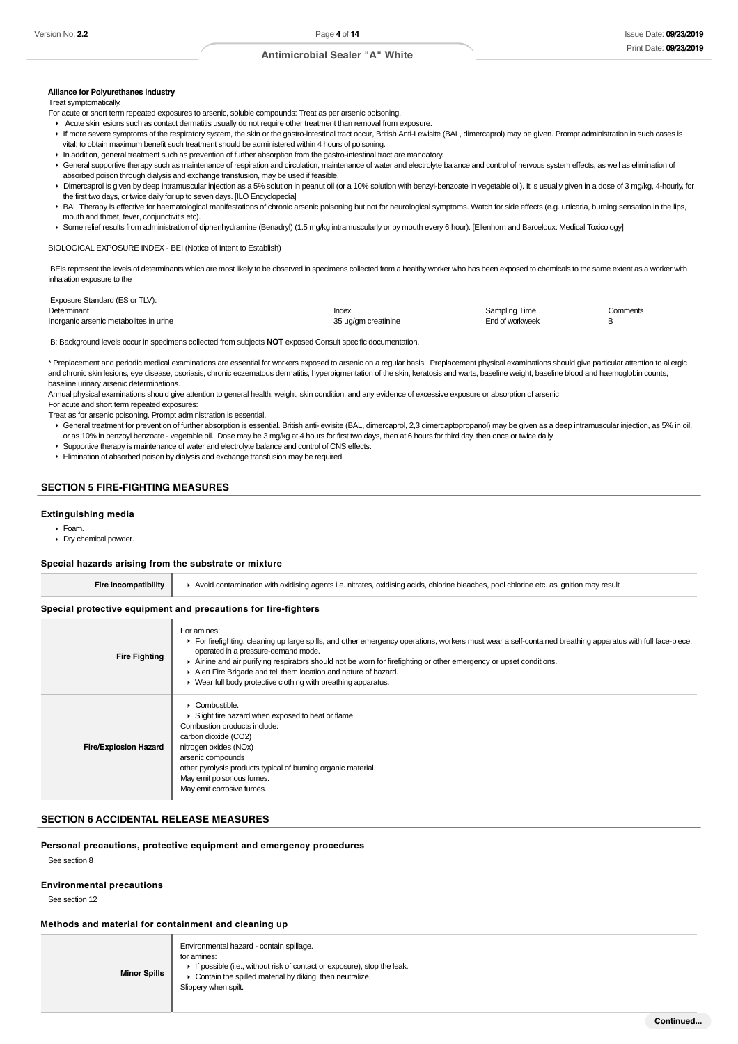**Alliance for Polyurethanes Industry**

Treat symptomatically.

For acute or short term repeated exposures to arsenic, soluble compounds: Treat as per arsenic poisoning.

- Acute skin lesions such as contact dermatitis usually do not require other treatment than removal from exposure.
- If more severe symptoms of the respiratory system, the skin or the gastro-intestinal tract occur, British Anti-Lewisite (BAL, dimercaprol) may be given. Prompt administration in such cases is vital; to obtain maximum benefit such treatment should be administered within 4 hours of poisoning.
- In addition, general treatment such as prevention of further absorption from the gastro-intestinal tract are mandatory.
- General supportive therapy such as maintenance of respiration and circulation, maintenance of water and electrolyte balance and control of nervous system effects, as well as elimination of absorbed poison through dialysis and exchange transfusion, may be used if feasible.
- Dimercaprol is given by deep intramuscular injection as a 5% solution in peanut oil (or a 10% solution with benzyl-benzoate in vegetable oil). It is usually given in a dose of 3 mg/kg, 4-hourly, for the first two days, or twice daily for up to seven days. [ILO Encyclopedia]
- BAL Therapy is effective for haematological manifestations of chronic arsenic poisoning but not for neurological symptoms. Watch for side effects (e.g. urticaria, burning sensation in the lips, mouth and throat, fever, conjunctivitis etc).
- Some relief results from administration of diphenhydramine (Benadryl) (1.5 mg/kg intramuscularly or by mouth every 6 hour). [Ellenhorn and Barceloux: Medical Toxicology]

BIOLOGICAL EXPOSURE INDEX - BEI (Notice of Intent to Establish)

BEIs represent the levels of determinants which are most likely to be observed in specimens collected from a healthy worker who has been exposed to chemicals to the same extent as a worker with inhalation exposure to the

Exposure Standard (ES or TLV):

| Determinant | Index | Sampling Time | Comments |
|---|---|---|---|
| Inorganic arsenic metabolites in urine | 35 ug/gm creatinine | End of workweek | B |

B: Background levels occur in specimens collected from subjects **NOT** exposed Consult specific documentation.

* Preplacement and periodic medical examinations are essential for workers exposed to arsenic on a regular basis. Preplacement physical examinations should give particular attention to allergic and chronic skin lesions, eye disease, psoriasis, chronic eczematous dermatitis, hyperpigmentation of the skin, keratosis and warts, baseline weight, baseline blood and haemoglobin counts, baseline urinary arsenic determinations.

Annual physical examinations should give attention to general health, weight, skin condition, and any evidence of excessive exposure or absorption of arsenic

For acute and short term repeated exposures:

Treat as for arsenic poisoning. Prompt administration is essential.

- General treatment for prevention of further absorption is essential. British anti-lewisite (BAL, dimercaprol, 2,3 dimercaptopropanol) may be given as a deep intramuscular injection, as 5% in oil, or as 10% in benzoyl benzoate - vegetable oil. Dose may be 3 mg/kg at 4 hours for first two days, then at 6 hours for third day, then once or twice daily.
- Supportive therapy is maintenance of water and electrolyte balance and control of CNS effects.
- Elimination of absorbed poison by dialysis and exchange transfusion may be required.

## SECTION 5 FIRE-FIGHTING MEASURES

### Extinguishing media

- Foam.
- Dry chemical powder.

### Special hazards arising from the substrate or mixture

| | |
|---|---|
| **Fire Incompatibility** | Avoid contamination with oxidising agents i.e. nitrates, oxidising acids, chlorine bleaches, pool chlorine etc. as ignition may result |

### Special protective equipment and precautions for fire-fighters

| | |
|---|---|
| **Fire Fighting** | For amines:<br>• For firefighting, cleaning up large spills, and other emergency operations, workers must wear a self-contained breathing apparatus with full face-piece, operated in a pressure-demand mode.<br>• Airline and air purifying respirators should not be worn for firefighting or other emergency or upset conditions.<br>• Alert Fire Brigade and tell them location and nature of hazard.<br>• Wear full body protective clothing with breathing apparatus. |
| **Fire/Explosion Hazard** | • Combustible.<br>• Slight fire hazard when exposed to heat or flame.<br>Combustion products include:<br>carbon dioxide ($CO_2$)<br>nitrogen oxides ($NO_x$)<br>arsenic compounds<br>other pyrolysis products typical of burning organic material.<br>May emit poisonous fumes.<br>May emit corrosive fumes. |

## SECTION 6 ACCIDENTAL RELEASE MEASURES

### Personal precautions, protective equipment and emergency procedures

See section 8

### Environmental precautions

See section 12

### Methods and material for containment and cleaning up

| | |
|---|---|
| **Minor Spills** | Environmental hazard - contain spillage.<br>for amines:<br>• If possible (i.e., without risk of contact or exposure), stop the leak.<br>• Contain the spilled material by diking, then neutralize.<br>Slippery when spilt. |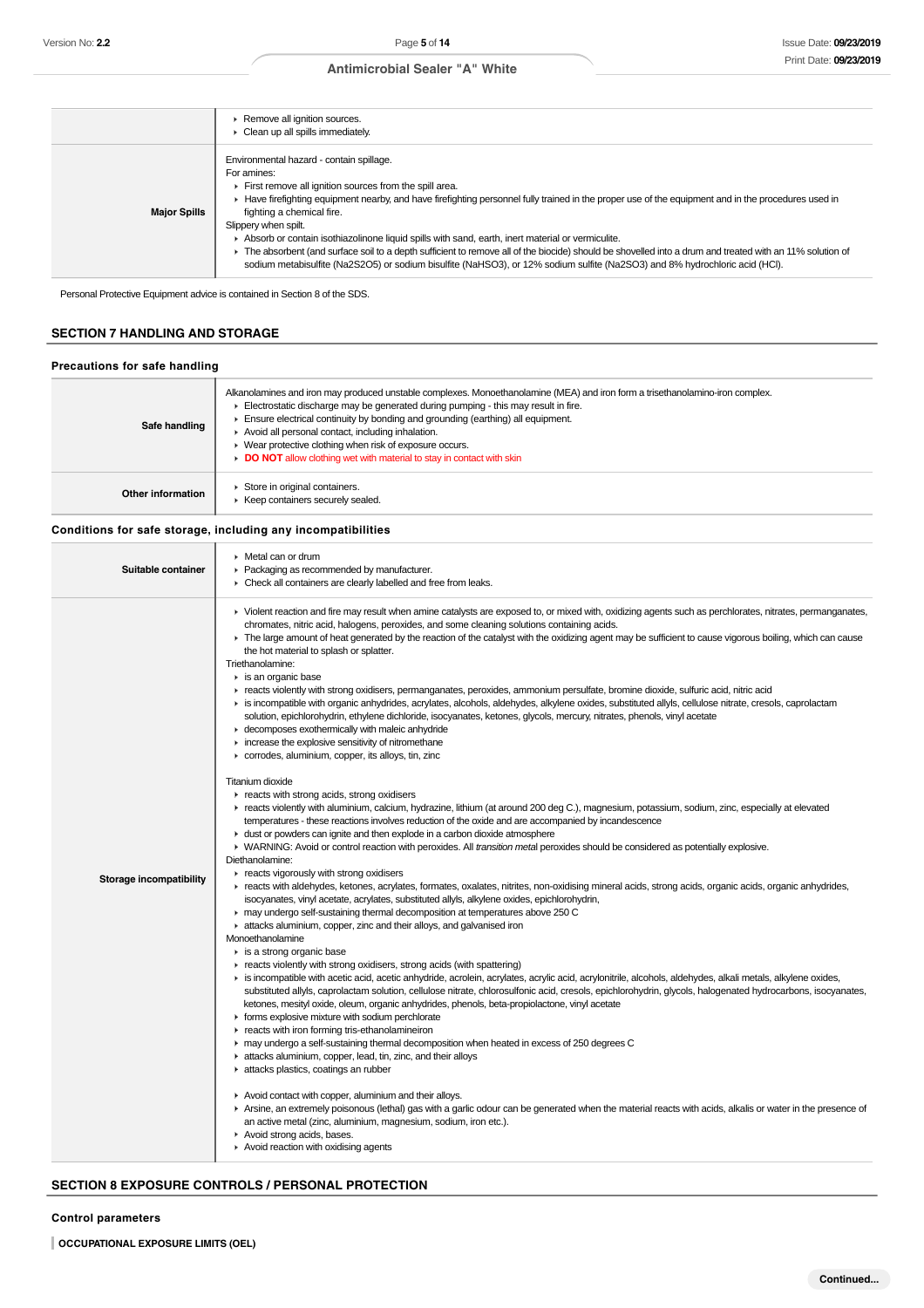| | |
|---|---|
| | ▸ Remove all ignition sources.<br>▸ Clean up all spills immediately. |
| **Major Spills** | Environmental hazard - contain spillage.<br>For amines:<br>▸ First remove all ignition sources from the spill area.<br>▸ Have firefighting equipment nearby, and have firefighting personnel fully trained in the proper use of the equipment and in the procedures used in fighting a chemical fire.<br>Slippery when spilt.<br>▸ Absorb or contain isothiazolinone liquid spills with sand, earth, inert material or vermiculite.<br>▸ The absorbent (and surface soil to a depth sufficient to remove all of the biocide) should be shovelled into a drum and treated with an 11% solution of sodium metabisulfite ($Na_2S_2O_5$) or sodium bisulfite ($NaHSO_3$), or 12% sodium sulfite ($Na_2SO_3$) and 8% hydrochloric acid (HCl). |

Personal Protective Equipment advice is contained in Section 8 of the SDS.

## SECTION 7 HANDLING AND STORAGE

### Precautions for safe handling

| | |
|---|---|
| **Safe handling** | Alkanolamines and iron may produced unstable complexes. Monoethanolamine (MEA) and iron form a trisethanolamino-iron complex.<br>▸ Electrostatic discharge may be generated during pumping - this may result in fire.<br>▸ Ensure electrical continuity by bonding and grounding (earthing) all equipment.<br>▸ Avoid all personal contact, including inhalation.<br>▸ Wear protective clothing when risk of exposure occurs.<br>▸ **DO NOT** allow clothing wet with material to stay in contact with skin |
| **Other information** | ▸ Store in original containers.<br>▸ Keep containers securely sealed. |

### Conditions for safe storage, including any incompatibilities

| | |
|---|---|
| **Suitable container** | ▸ Metal can or drum<br>▸ Packaging as recommended by manufacturer.<br>▸ Check all containers are clearly labelled and free from leaks. |
| **Storage incompatibility** | ▸ Violent reaction and fire may result when amine catalysts are exposed to, or mixed with, oxidizing agents such as perchlorates, nitrates, permanganates, chromates, nitric acid, halogens, peroxides, and some cleaning solutions containing acids.<br>▸ The large amount of heat generated by the reaction of the catalyst with the oxidizing agent may be sufficient to cause vigorous boiling, which can cause the hot material to splash or splatter.<br>Triethanolamine:<br>▸ is an organic base<br>▸ reacts violently with strong oxidisers, permanganates, peroxides, ammonium persulfate, bromine dioxide, sulfuric acid, nitric acid<br>▸ is incompatible with organic anhydrides, acrylates, alcohols, aldehydes, alkylene oxides, substituted allyls, cellulose nitrate, cresols, caprolactam solution, epichlorohydrin, ethylene dichloride, isocyanates, ketones, glycols, mercury, nitrates, phenols, vinyl acetate<br>▸ decomposes exothermically with maleic anhydride<br>▸ increase the explosive sensitivity of nitromethane<br>▸ corrodes, aluminium, copper, its alloys, tin, zinc<br><br>Titanium dioxide<br>▸ reacts with strong acids, strong oxidisers<br>▸ reacts violently with aluminium, calcium, hydrazine, lithium (at around 200 deg C.), magnesium, potassium, sodium, zinc, especially at elevated temperatures - these reactions involves reduction of the oxide and are accompanied by incandescence<br>▸ dust or powders can ignite and then explode in a carbon dioxide atmosphere<br>▸ WARNING: Avoid or control reaction with peroxides. All *transition metal* peroxides should be considered as potentially explosive.<br>Diethanolamine:<br>▸ reacts vigorously with strong oxidisers<br>▸ reacts with aldehydes, ketones, acrylates, formates, oxalates, nitrites, non-oxidising mineral acids, strong acids, organic acids, organic anhydrides, isocyanates, vinyl acetate, acrylates, substituted allyls, alkylene oxides, epichlorohydrin,<br>▸ may undergo self-sustaining thermal decomposition at temperatures above 250 C<br>▸ attacks aluminium, copper, zinc and their alloys, and galvanised iron<br>Monoethanolamine<br>▸ is a strong organic base<br>▸ reacts violently with strong oxidisers, strong acids (with spattering)<br>▸ is incompatible with acetic acid, acetic anhydride, acrolein, acrylates, acrylic acid, acrylonitrile, alcohols, aldehydes, alkali metals, alkylene oxides, substituted allyls, caprolactam solution, cellulose nitrate, chlorosulfonic acid, cresols, epichlorohydrin, glycols, halogenated hydrocarbons, isocyanates, ketones, mesityl oxide, oleum, organic anhydrides, phenols, beta-propiolactone, vinyl acetate<br>▸ forms explosive mixture with sodium perchlorate<br>▸ reacts with iron forming tris-ethanolamineiron<br>▸ may undergo a self-sustaining thermal decomposition when heated in excess of 250 degrees C<br>▸ attacks aluminium, copper, lead, tin, zinc, and their alloys<br>▸ attacks plastics, coatings an rubber<br><br>▸ Avoid contact with copper, aluminium and their alloys.<br>▸ Arsine, an extremely poisonous (lethal) gas with a garlic odour can be generated when the material reacts with acids, alkalis or water in the presence of an active metal (zinc, aluminium, magnesium, sodium, iron etc.).<br>▸ Avoid strong acids, bases.<br>▸ Avoid reaction with oxidising agents |

## SECTION 8 EXPOSURE CONTROLS / PERSONAL PROTECTION

### Control parameters

**OCCUPATIONAL EXPOSURE LIMITS (OEL)**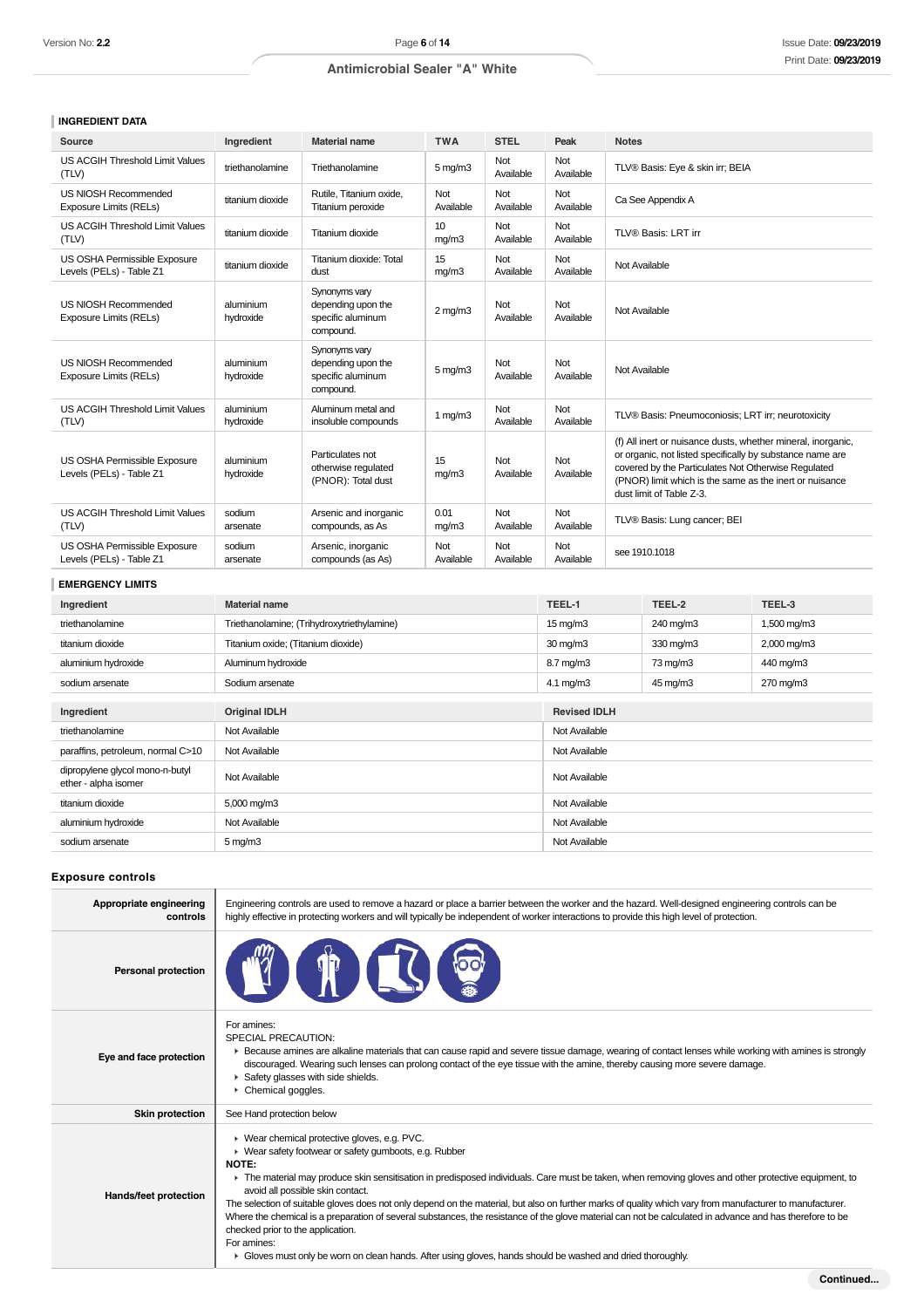### INGREDIENT DATA

| Source | Ingredient | Material name | TWA | STEL | Peak | Notes |
|---|---|---|---|---|---|---|
| US ACGIH Threshold Limit Values (TLV) | triethanolamine | Triethanolamine | 5 mg/m3 | Not Available | Not Available | TLV® Basis: Eye & skin irr; BEIA |
| US NIOSH Recommended Exposure Limits (RELs) | titanium dioxide | Rutile, Titanium oxide, Titanium peroxide | Not Available | Not Available | Not Available | Ca See Appendix A |
| US ACGIH Threshold Limit Values (TLV) | titanium dioxide | Titanium dioxide | 10 mg/m3 | Not Available | Not Available | TLV® Basis: LRT irr |
| US OSHA Permissible Exposure Levels (PELs) - Table Z1 | titanium dioxide | Titanium dioxide: Total dust | 15 mg/m3 | Not Available | Not Available | Not Available |
| US NIOSH Recommended Exposure Limits (RELs) | aluminium hydroxide | Synonyms vary depending upon the specific aluminum compound. | 2 mg/m3 | Not Available | Not Available | Not Available |
| US NIOSH Recommended Exposure Limits (RELs) | aluminium hydroxide | Synonyms vary depending upon the specific aluminum compound. | 5 mg/m3 | Not Available | Not Available | Not Available |
| US ACGIH Threshold Limit Values (TLV) | aluminium hydroxide | Aluminum metal and insoluble compounds | 1 mg/m3 | Not Available | Not Available | TLV® Basis: Pneumoconiosis; LRT irr; neurotoxicity |
| US OSHA Permissible Exposure Levels (PELs) - Table Z1 | aluminium hydroxide | Particulates not otherwise regulated (PNOR): Total dust | 15 mg/m3 | Not Available | Not Available | (f) All inert or nuisance dusts, whether mineral, inorganic, or organic, not listed specifically by substance name are covered by the Particulates Not Otherwise Regulated (PNOR) limit which is the same as the inert or nuisance dust limit of Table Z-3. |
| US ACGIH Threshold Limit Values (TLV) | sodium arsenate | Arsenic and inorganic compounds, as As | 0.01 mg/m3 | Not Available | Not Available | TLV® Basis: Lung cancer; BEI |
| US OSHA Permissible Exposure Levels (PELs) - Table Z1 | sodium arsenate | Arsenic, inorganic compounds (as As) | Not Available | Not Available | Not Available | see 1910.1018 |

### EMERGENCY LIMITS

| Ingredient | Material name | TEEL-1 | TEEL-2 | TEEL-3 |
|---|---|---|---|---|
| triethanolamine | Triethanolamine; (Trihydroxytriethylamine) | 15 mg/m3 | 240 mg/m3 | 1,500 mg/m3 |
| titanium dioxide | Titanium oxide; (Titanium dioxide) | 30 mg/m3 | 330 mg/m3 | 2,000 mg/m3 |
| aluminium hydroxide | Aluminum hydroxide | 8.7 mg/m3 | 73 mg/m3 | 440 mg/m3 |
| sodium arsenate | Sodium arsenate | 4.1 mg/m3 | 45 mg/m3 | 270 mg/m3 |

| Ingredient | Original IDLH | Revised IDLH |
|---|---|---|
| triethanolamine | Not Available | Not Available |
| paraffins, petroleum, normal C>10 | Not Available | Not Available |
| dipropylene glycol mono-n-butyl ether - alpha isomer | Not Available | Not Available |
| titanium dioxide | 5,000 mg/m3 | Not Available |
| aluminium hydroxide | Not Available | Not Available |
| sodium arsenate | 5 mg/m3 | Not Available |

### Exposure controls

| | |
|---|---|
| **Appropriate engineering controls** | Engineering controls are used to remove a hazard or place a barrier between the worker and the hazard. Well-designed engineering controls can be highly effective in protecting workers and will typically be independent of worker interactions to provide this high level of protection. |
| **Personal protection** | |
| **Eye and face protection** | For amines:<br>SPECIAL PRECAUTION:<br>▸ Because amines are alkaline materials that can cause rapid and severe tissue damage, wearing of contact lenses while working with amines is strongly discouraged. Wearing such lenses can prolong contact of the eye tissue with the amine, thereby causing more severe damage.<br>▸ Safety glasses with side shields.<br>▸ Chemical goggles. |
| **Skin protection** | See Hand protection below |
| **Hands/feet protection** | ▸ Wear chemical protective gloves, e.g. PVC.<br>▸ Wear safety footwear or safety gumboots, e.g. Rubber<br>**NOTE:**<br>▸ The material may produce skin sensitisation in predisposed individuals. Care must be taken, when removing gloves and other protective equipment, to avoid all possible skin contact.<br>The selection of suitable gloves does not only depend on the material, but also on further marks of quality which vary from manufacturer to manufacturer. Where the chemical is a preparation of several substances, the resistance of the glove material can not be calculated in advance and has therefore to be checked prior to the application.<br>For amines:<br>▸ Gloves must only be worn on clean hands. After using gloves, hands should be washed and dried thoroughly. |

Continued...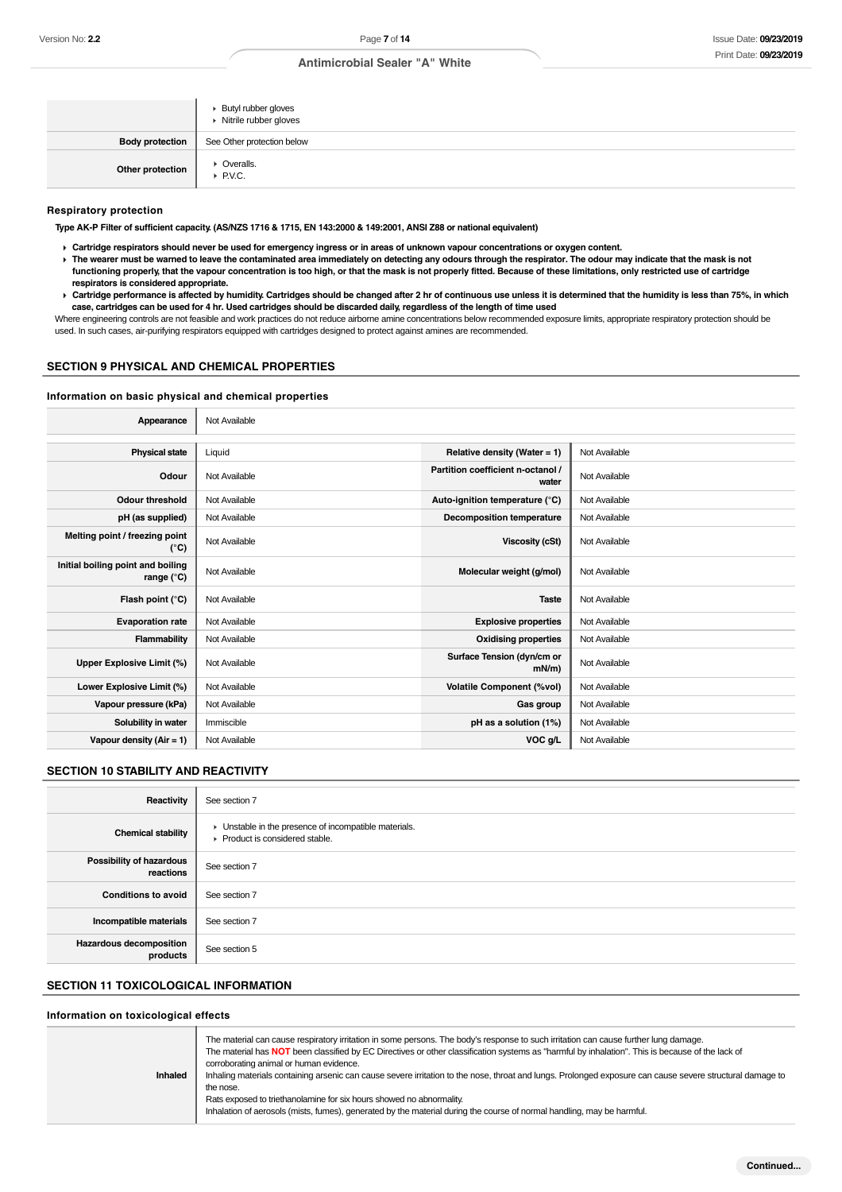| | |
|---|---|
| | ▸ Butyl rubber gloves<br>▸ Nitrile rubber gloves |
| **Body protection** | See Other protection below |
| **Other protection** | ▸ Overalls.<br>▸ P.V.C. |

### Respiratory protection

**Type AK-P Filter of sufficient capacity. (AS/NZS 1716 & 1715, EN 143:2000 & 149:2001, ANSI Z88 or national equivalent)**

- **Cartridge respirators should never be used for emergency ingress or in areas of unknown vapour concentrations or oxygen content.**
- **The wearer must be warned to leave the contaminated area immediately on detecting any odours through the respirator. The odour may indicate that the mask is not functioning properly, that the vapour concentration is too high, or that the mask is not properly fitted. Because of these limitations, only restricted use of cartridge respirators is considered appropriate.**
- **Cartridge performance is affected by humidity. Cartridges should be changed after 2 hr of continuous use unless it is determined that the humidity is less than 75%, in which case, cartridges can be used for 4 hr. Used cartridges should be discarded daily, regardless of the length of time used**

Where engineering controls are not feasible and work practices do not reduce airborne amine concentrations below recommended exposure limits, appropriate respiratory protection should be used. In such cases, air-purifying respirators equipped with cartridges designed to protect against amines are recommended.

## SECTION 9 PHYSICAL AND CHEMICAL PROPERTIES

### Information on basic physical and chemical properties

| | | | |
|---|---|---|---|
| **Appearance** | Not Available | | |
| **Physical state** | Liquid | **Relative density (Water = 1)** | Not Available |
| **Odour** | Not Available | **Partition coefficient n-octanol / water** | Not Available |
| **Odour threshold** | Not Available | **Auto-ignition temperature (°C)** | Not Available |
| **pH (as supplied)** | Not Available | **Decomposition temperature** | Not Available |
| **Melting point / freezing point (°C)** | Not Available | **Viscosity (cSt)** | Not Available |
| **Initial boiling point and boiling range (°C)** | Not Available | **Molecular weight (g/mol)** | Not Available |
| **Flash point (°C)** | Not Available | **Taste** | Not Available |
| **Evaporation rate** | Not Available | **Explosive properties** | Not Available |
| **Flammability** | Not Available | **Oxidising properties** | Not Available |
| **Upper Explosive Limit (%)** | Not Available | **Surface Tension (dyn/cm or mN/m)** | Not Available |
| **Lower Explosive Limit (%)** | Not Available | **Volatile Component (%vol)** | Not Available |
| **Vapour pressure (kPa)** | Not Available | **Gas group** | Not Available |
| **Solubility in water** | Immiscible | **pH as a solution (1%)** | Not Available |
| **Vapour density (Air = 1)** | Not Available | **VOC g/L** | Not Available |

## SECTION 10 STABILITY AND REACTIVITY

| | |
|---|---|
| **Reactivity** | See section 7 |
| **Chemical stability** | ▸ Unstable in the presence of incompatible materials.<br>▸ Product is considered stable. |
| **Possibility of hazardous reactions** | See section 7 |
| **Conditions to avoid** | See section 7 |
| **Incompatible materials** | See section 7 |
| **Hazardous decomposition products** | See section 5 |

## SECTION 11 TOXICOLOGICAL INFORMATION

### Information on toxicological effects

| | |
|---|---|
| **Inhaled** | The material can cause respiratory irritation in some persons. The body's response to such irritation can cause further lung damage.<br>The material has **NOT** been classified by EC Directives or other classification systems as "harmful by inhalation". This is because of the lack of corroborating animal or human evidence.<br>Inhaling materials containing arsenic can cause severe irritation to the nose, throat and lungs. Prolonged exposure can cause severe structural damage to the nose.<br>Rats exposed to triethanolamine for six hours showed no abnormality.<br>Inhalation of aerosols (mists, fumes), generated by the material during the course of normal handling, may be harmful. |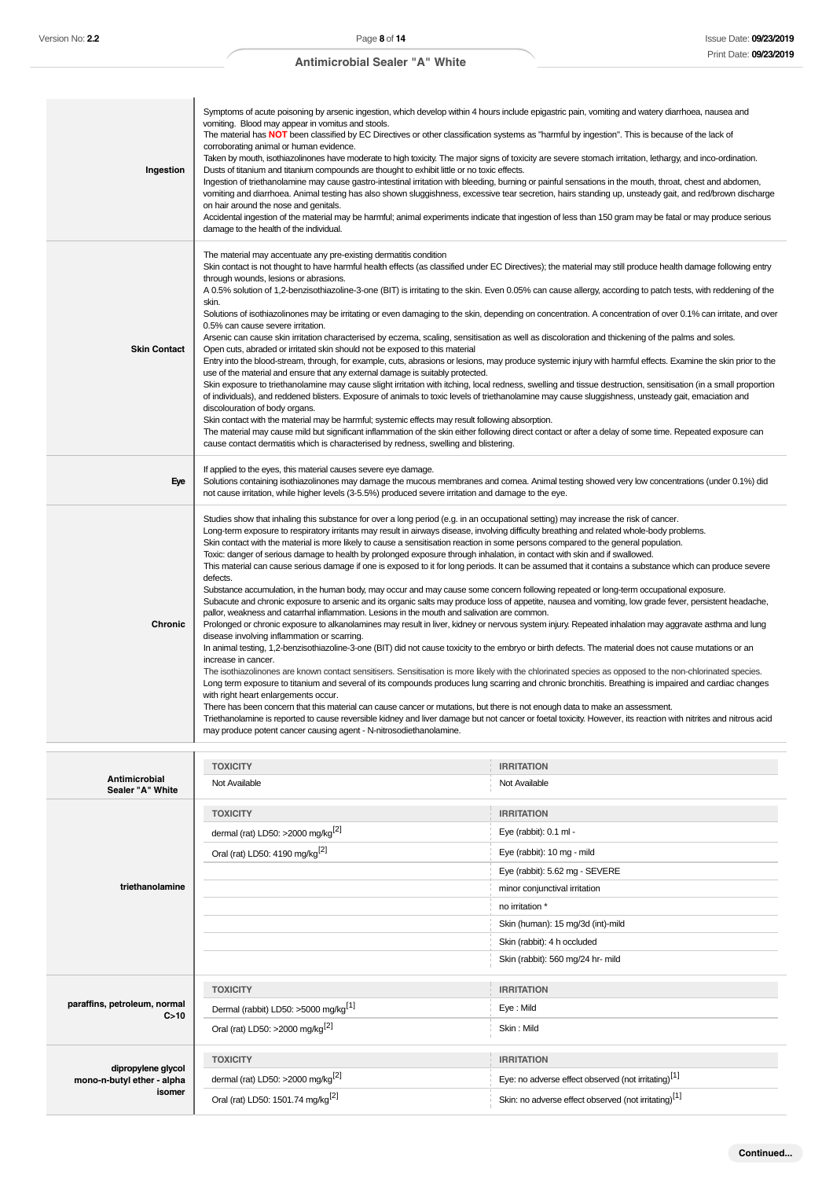| | |
|---|---|
| **Ingestion** | Symptoms of acute poisoning by arsenic ingestion, which develop within 4 hours include epigastric pain, vomiting and watery diarrhoea, nausea and vomiting. Blood may appear in vomitus and stools.<br>The material has **NOT** been classified by EC Directives or other classification systems as "harmful by ingestion". This is because of the lack of corroborating animal or human evidence.<br>Taken by mouth, isothiazolinones have moderate to high toxicity. The major signs of toxicity are severe stomach irritation, lethargy, and inco-ordination.<br>Dusts of titanium and titanium compounds are thought to exhibit little or no toxic effects.<br>Ingestion of triethanolamine may cause gastro-intestinal irritation with bleeding, burning or painful sensations in the mouth, throat, chest and abdomen, vomiting and diarrhoea. Animal testing has also shown sluggishness, excessive tear secretion, hairs standing up, unsteady gait, and red/brown discharge on hair around the nose and genitals.<br>Accidental ingestion of the material may be harmful; animal experiments indicate that ingestion of less than 150 gram may be fatal or may produce serious damage to the health of the individual. |
| **Skin Contact** | The material may accentuate any pre-existing dermatitis condition<br>Skin contact is not thought to have harmful health effects (as classified under EC Directives); the material may still produce health damage following entry through wounds, lesions or abrasions.<br>A 0.5% solution of 1,2-benzisothiazoline-3-one (BIT) is irritating to the skin. Even 0.05% can cause allergy, according to patch tests, with reddening of the skin.<br>Solutions of isothiazolinones may be irritating or even damaging to the skin, depending on concentration. A concentration of over 0.1% can irritate, and over 0.5% can cause severe irritation.<br>Arsenic can cause skin irritation characterised by eczema, scaling, sensitisation as well as discoloration and thickening of the palms and soles.<br>Open cuts, abraded or irritated skin should not be exposed to this material<br>Entry into the blood-stream, through, for example, cuts, abrasions or lesions, may produce systemic injury with harmful effects. Examine the skin prior to the use of the material and ensure that any external damage is suitably protected.<br>Skin exposure to triethanolamine may cause slight irritation with itching, local redness, swelling and tissue destruction, sensitisation (in a small proportion of individuals), and reddened blisters. Exposure of animals to toxic levels of triethanolamine may cause sluggishness, unsteady gait, emaciation and discolouration of body organs.<br>Skin contact with the material may be harmful; systemic effects may result following absorption.<br>The material may cause mild but significant inflammation of the skin either following direct contact or after a delay of some time. Repeated exposure can cause contact dermatitis which is characterised by redness, swelling and blistering. |
| **Eye** | If applied to the eyes, this material causes severe eye damage.<br>Solutions containing isothiazolinones may damage the mucous membranes and cornea. Animal testing showed very low concentrations (under 0.1%) did not cause irritation, while higher levels (3-5.5%) produced severe irritation and damage to the eye. |
| **Chronic** | Studies show that inhaling this substance for over a long period (e.g. in an occupational setting) may increase the risk of cancer.<br>Long-term exposure to respiratory irritants may result in airways disease, involving difficulty breathing and related whole-body problems.<br>Skin contact with the material is more likely to cause a sensitisation reaction in some persons compared to the general population.<br>Toxic: danger of serious damage to health by prolonged exposure through inhalation, in contact with skin and if swallowed.<br>This material can cause serious damage if one is exposed to it for long periods. It can be assumed that it contains a substance which can produce severe defects.<br>Substance accumulation, in the human body, may occur and may cause some concern following repeated or long-term occupational exposure.<br>Subacute and chronic exposure to arsenic and its organic salts may produce loss of appetite, nausea and vomiting, low grade fever, persistent headache, pallor, weakness and catarrhal inflammation. Lesions in the mouth and salivation are common.<br>Prolonged or chronic exposure to alkanolamines may result in liver, kidney or nervous system injury. Repeated inhalation may aggravate asthma and lung disease involving inflammation or scarring.<br>In animal testing, 1,2-benzisothiazoline-3-one (BIT) did not cause toxicity to the embryo or birth defects. The material does not cause mutations or an increase in cancer.<br>The isothiazolinones are known contact sensitisers. Sensitisation is more likely with the chlorinated species as opposed to the non-chlorinated species.<br>Long term exposure to titanium and several of its compounds produces lung scarring and chronic bronchitis. Breathing is impaired and cardiac changes with right heart enlargements occur.<br>There has been concern that this material can cause cancer or mutations, but there is not enough data to make an assessment.<br>Triethanolamine is reported to cause reversible kidney and liver damage but not cancer or foetal toxicity. However, its reaction with nitrites and nitrous acid may produce potent cancer causing agent - N-nitrosodiethanolamine. |

| | TOXICITY | IRRITATION |
|---|---|---|
| **Antimicrobial Sealer "A" White** | Not Available | Not Available |
| **triethanolamine** | dermal (rat) LD50: >2000 mg/kg[2] | Eye (rabbit): 0.1 ml - |
| | Oral (rat) LD50: 4190 mg/kg[2] | Eye (rabbit): 10 mg - mild |
| | | Eye (rabbit): 5.62 mg - SEVERE |
| | | minor conjunctival irritation |
| | | no irritation * |
| | | Skin (human): 15 mg/3d (int)-mild |
| | | Skin (rabbit): 4 h occluded |
| | | Skin (rabbit): 560 mg/24 hr- mild |
| **paraffins, petroleum, normal C>10** | Dermal (rabbit) LD50: >5000 mg/kg[1] | Eye : Mild |
| | Oral (rat) LD50: >2000 mg/kg[2] | Skin : Mild |
| **dipropylene glycol mono-n-butyl ether - alpha isomer** | dermal (rat) LD50: >2000 mg/kg[2] | Eye: no adverse effect observed (not irritating)[1] |
| | Oral (rat) LD50: 1501.74 mg/kg[2] | Skin: no adverse effect observed (not irritating)[1] |

Continued...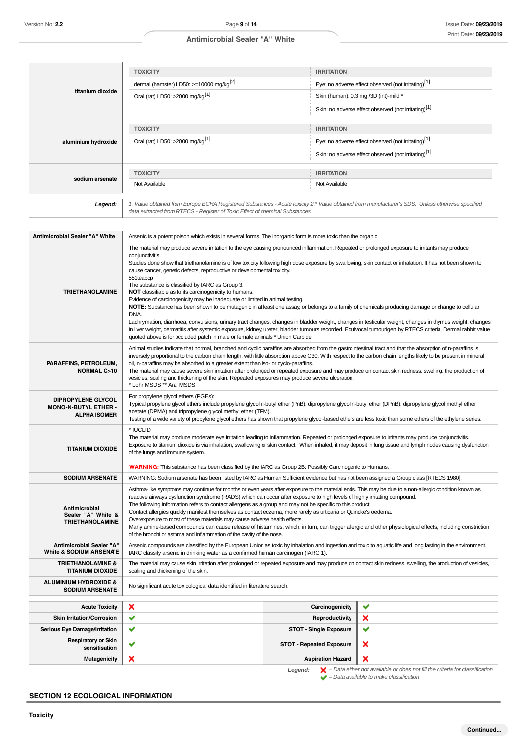| | TOXICITY | IRRITATION |
|---|---|---|
| titanium dioxide | dermal (hamster) LD50: >=10000 mg/kg[2] | Eye: no adverse effect observed (not irritating)[1] |
| | Oral (rat) LD50: >2000 mg/kg[1] | Skin (human): 0.3 mg /3D (int)-mild * |
| | | Skin: no adverse effect observed (not irritating)[1] |

| | TOXICITY | IRRITATION |
|---|---|---|
| aluminium hydroxide | Oral (rat) LD50: >2000 mg/kg[1] | Eye: no adverse effect observed (not irritating)[1] |
| | | Skin: no adverse effect observed (not irritating)[1] |

| | TOXICITY | IRRITATION |
|---|---|---|
| sodium arsenate | Not Available | Not Available |

| | |
|---|---|
| ***Legend:*** | *1. Value obtained from Europe ECHA Registered Substances - Acute toxicity 2.* Value obtained from manufacturer's SDS. Unless otherwise specified data extracted from RTECS - Register of Toxic Effect of chemical Substances* |

| | |
|---|---|
| **Antimicrobial Sealer "A" White** | Arsenic is a potent poison which exists in several forms. The inorganic form is more toxic than the organic. |
| **TRIETHANOLAMINE** | The material may produce severe irritation to the eye causing pronounced inflammation. Repeated or prolonged exposure to irritants may produce conjunctivitis.<br>Studies done show that triethanolamine is of low toxicity following high dose exposure by swallowing, skin contact or inhalation. It has not been shown to cause cancer, genetic defects, reproductive or developmental toxicity.<br>551teapcp<br>The substance is classified by IARC as Group 3:<br>**NOT** classifiable as to its carcinogenicity to humans.<br>Evidence of carcinogenicity may be inadequate or limited in animal testing.<br>**NOTE:** Substance has been shown to be mutagenic in at least one assay, or belongs to a family of chemicals producing damage or change to cellular DNA.<br>Lachrymation, diarrhoea, convulsions, urinary tract changes, changes in bladder weight, changes in testicular weight, changes in thymus weight, changes in liver weight, dermatitis after systemic exposure, kidney, ureter, bladder tumours recorded. Equivocal tumourigen by RTECS criteria. Dermal rabbit value quoted above is for occluded patch in male or female animals * Union Carbide |
| **PARAFFINS, PETROLEUM, NORMAL C>10** | Animal studies indicate that normal, branched and cyclic paraffins are absorbed from the gastrointestinal tract and that the absorption of n-paraffins is inversely proportional to the carbon chain length, with little absorption above C30. With respect to the carbon chain lengths likely to be present in mineral oil, n-paraffins may be absorbed to a greater extent than iso- or cyclo-paraffins.<br>The material may cause severe skin irritation after prolonged or repeated exposure and may produce on contact skin redness, swelling, the production of vesicles, scaling and thickening of the skin. Repeated exposures may produce severe ulceration.<br>* Lohr MSDS ** Aral MSDS |
| **DIPROPYLENE GLYCOL MONO-N-BUTYL ETHER - ALPHA ISOMER** | For propylene glycol ethers (PGEs):<br>Typical propylene glycol ethers include propylene glycol n-butyl ether (PnB); dipropylene glycol n-butyl ether (DPnB); dipropylene glycol methyl ether acetate (DPMA) and tripropylene glycol methyl ether (TPM).<br>Testing of a wide variety of propylene glycol ethers has shown that propylene glycol-based ethers are less toxic than some ethers of the ethylene series. |
| **TITANIUM DIOXIDE** | * IUCLID<br>The material may produce moderate eye irritation leading to inflammation. Repeated or prolonged exposure to irritants may produce conjunctivitis.<br>Exposure to titanium dioxide is via inhalation, swallowing or skin contact. When inhaled, it may deposit in lung tissue and lymph nodes causing dysfunction of the lungs and immune system.<br><br>**WARNING:** This substance has been classified by the IARC as Group 2B: Possibly Carcinogenic to Humans. |
| **SODIUM ARSENATE** | WARNING: Sodium arsenate has been listed by IARC as Human Sufficient evidence but has not been assigned a Group class [RTECS 1980]. |
| **Antimicrobial Sealer "A" White & TRIETHANOLAMINE** | Asthma-like symptoms may continue for months or even years after exposure to the material ends. This may be due to a non-allergic condition known as reactive airways dysfunction syndrome (RADS) which can occur after exposure to high levels of highly irritating compound.<br>The following information refers to contact allergens as a group and may not be specific to this product.<br>Contact allergies quickly manifest themselves as contact eczema, more rarely as urticaria or Quincke's oedema.<br>Overexposure to most of these materials may cause adverse health effects.<br>Many amine-based compounds can cause release of histamines, which, in turn, can trigger allergic and other physiological effects, including constriction of the bronchi or asthma and inflammation of the cavity of the nose. |
| **Antimicrobial Sealer "A" White & SODIUM ARSENATE** | Arsenic compounds are classified by the European Union as toxic by inhalation and ingestion and toxic to aquatic life and long lasting in the environment.<br>IARC classify arsenic in drinking water as a confirmed human carcinogen (IARC 1). |
| **TRIETHANOLAMINE & TITANIUM DIOXIDE** | The material may cause skin irritation after prolonged or repeated exposure and may produce on contact skin redness, swelling, the production of vesicles, scaling and thickening of the skin. |
| **ALUMINIUM HYDROXIDE & SODIUM ARSENATE** | No significant acute toxicological data identified in literature search. |

| | | | |
|---|---|---|---|
| **Acute Toxicity** | ✘ | **Carcinogenicity** | ✔ |
| **Skin Irritation/Corrosion** | ✔ | **Reproductivity** | ✘ |
| **Serious Eye Damage/Irritation** | ✔ | **STOT - Single Exposure** | ✔ |
| **Respiratory or Skin sensitisation** | ✔ | **STOT - Repeated Exposure** | ✘ |
| **Mutagenicity** | ✘ | **Aspiration Hazard** | ✘ |

***Legend:*** ✘ *– Data either not available or does not fill the criteria for classification*
✔ *– Data available to make classification*

## SECTION 12 ECOLOGICAL INFORMATION

### Toxicity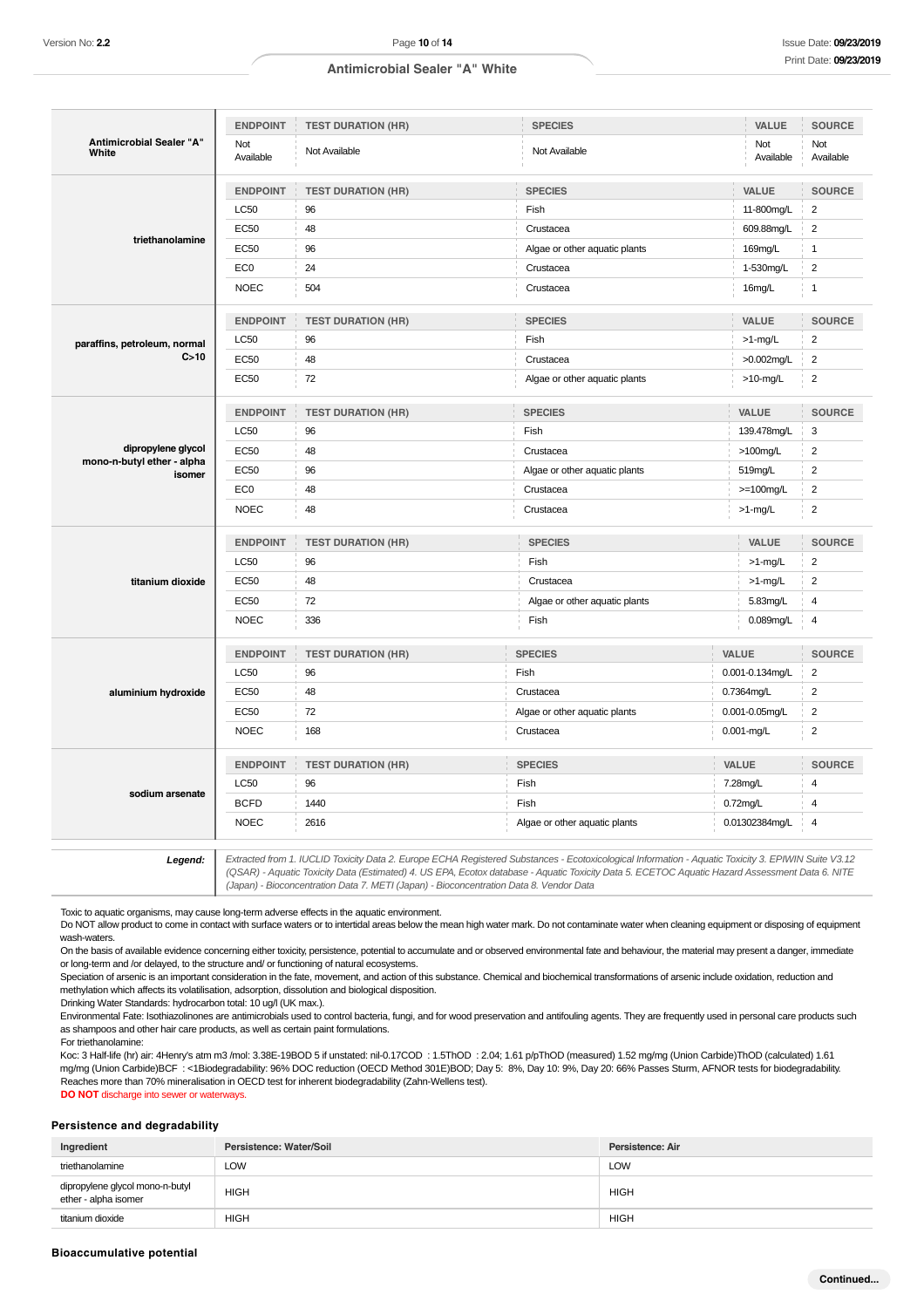| | ENDPOINT | TEST DURATION (HR) | SPECIES | VALUE | SOURCE |
|---|---|---|---|---|---|
| **Antimicrobial Sealer "A" White** | Not Available | Not Available | Not Available | Not Available | Not Available |

| | ENDPOINT | TEST DURATION (HR) | SPECIES | VALUE | SOURCE |
|---|---|---|---|---|---|
| **triethanolamine** | LC50 | 96 | Fish | 11-800mg/L | 2 |
| | EC50 | 48 | Crustacea | 609.88mg/L | 2 |
| | EC50 | 96 | Algae or other aquatic plants | 169mg/L | 1 |
| | EC0 | 24 | Crustacea | 1-530mg/L | 2 |
| | NOEC | 504 | Crustacea | 16mg/L | 1 |

| | ENDPOINT | TEST DURATION (HR) | SPECIES | VALUE | SOURCE |
|---|---|---|---|---|---|
| **paraffins, petroleum, normal C>10** | LC50 | 96 | Fish | >1-mg/L | 2 |
| | EC50 | 48 | Crustacea | >0.002mg/L | 2 |
| | EC50 | 72 | Algae or other aquatic plants | >10-mg/L | 2 |

| | ENDPOINT | TEST DURATION (HR) | SPECIES | VALUE | SOURCE |
|---|---|---|---|---|---|
| **dipropylene glycol mono-n-butyl ether - alpha isomer** | LC50 | 96 | Fish | 139.478mg/L | 3 |
| | EC50 | 48 | Crustacea | >100mg/L | 2 |
| | EC50 | 96 | Algae or other aquatic plants | 519mg/L | 2 |
| | EC0 | 48 | Crustacea | >=100mg/L | 2 |
| | NOEC | 48 | Crustacea | >1-mg/L | 2 |

| | ENDPOINT | TEST DURATION (HR) | SPECIES | VALUE | SOURCE |
|---|---|---|---|---|---|
| **titanium dioxide** | LC50 | 96 | Fish | >1-mg/L | 2 |
| | EC50 | 48 | Crustacea | >1-mg/L | 2 |
| | EC50 | 72 | Algae or other aquatic plants | 5.83mg/L | 4 |
| | NOEC | 336 | Fish | 0.089mg/L | 4 |

| | ENDPOINT | TEST DURATION (HR) | SPECIES | VALUE | SOURCE |
|---|---|---|---|---|---|
| **aluminium hydroxide** | LC50 | 96 | Fish | 0.001-0.134mg/L | 2 |
| | EC50 | 48 | Crustacea | 0.7364mg/L | 2 |
| | EC50 | 72 | Algae or other aquatic plants | 0.001-0.05mg/L | 2 |
| | NOEC | 168 | Crustacea | 0.001-mg/L | 2 |

| | ENDPOINT | TEST DURATION (HR) | SPECIES | VALUE | SOURCE |
|---|---|---|---|---|---|
| **sodium arsenate** | LC50 | 96 | Fish | 7.28mg/L | 4 |
| | BCFD | 1440 | Fish | 0.72mg/L | 4 |
| | NOEC | 2616 | Algae or other aquatic plants | 0.01302384mg/L | 4 |

| | |
|---|---|
| ***Legend:*** | *Extracted from 1. IUCLID Toxicity Data 2. Europe ECHA Registered Substances - Ecotoxicological Information - Aquatic Toxicity 3. EPIWIN Suite V3.12 (QSAR) - Aquatic Toxicity Data (Estimated) 4. US EPA, Ecotox database - Aquatic Toxicity Data 5. ECETOC Aquatic Hazard Assessment Data 6. NITE (Japan) - Bioconcentration Data 7. METI (Japan) - Bioconcentration Data 8. Vendor Data* |

Toxic to aquatic organisms, may cause long-term adverse effects in the aquatic environment.
Do NOT allow product to come in contact with surface waters or to intertidal areas below the mean high water mark. Do not contaminate water when cleaning equipment or disposing of equipment wash-waters.
On the basis of available evidence concerning either toxicity, persistence, potential to accumulate and or observed environmental fate and behaviour, the material may present a danger, immediate or long-term and /or delayed, to the structure and/ or functioning of natural ecosystems.
Speciation of arsenic is an important consideration in the fate, movement, and action of this substance. Chemical and biochemical transformations of arsenic include oxidation, reduction and methylation which affects its volatilisation, adsorption, dissolution and biological disposition.
Drinking Water Standards: hydrocarbon total: 10 ug/l (UK max.).
Environmental Fate: Isothiazolinones are antimicrobials used to control bacteria, fungi, and for wood preservation and antifouling agents. They are frequently used in personal care products such as shampoos and other hair care products, as well as certain paint formulations.
For triethanolamine:
Koc: 3 Half-life (hr) air: 4Henry's atm m3 /mol: 3.38E-19BOD 5 if unstated: nil-0.17COD : 1.5ThOD : 2.04; 1.61 p/pThOD (measured) 1.52 mg/mg (Union Carbide)ThOD (calculated) 1.61 mg/mg (Union Carbide)BCF : <1Biodegradability: 96% DOC reduction (OECD Method 301E)BOD; Day 5: 8%, Day 10: 9%, Day 20: 66% Passes Sturm, AFNOR tests for biodegradability. Reaches more than 70% mineralisation in OECD test for inherent biodegradability (Zahn-Wellens test).
**DO NOT** discharge into sewer or waterways.

### Persistence and degradability

| Ingredient | Persistence: Water/Soil | Persistence: Air |
|---|---|---|
| triethanolamine | LOW | LOW |
| dipropylene glycol mono-n-butyl ether - alpha isomer | HIGH | HIGH |
| titanium dioxide | HIGH | HIGH |

### Bioaccumulative potential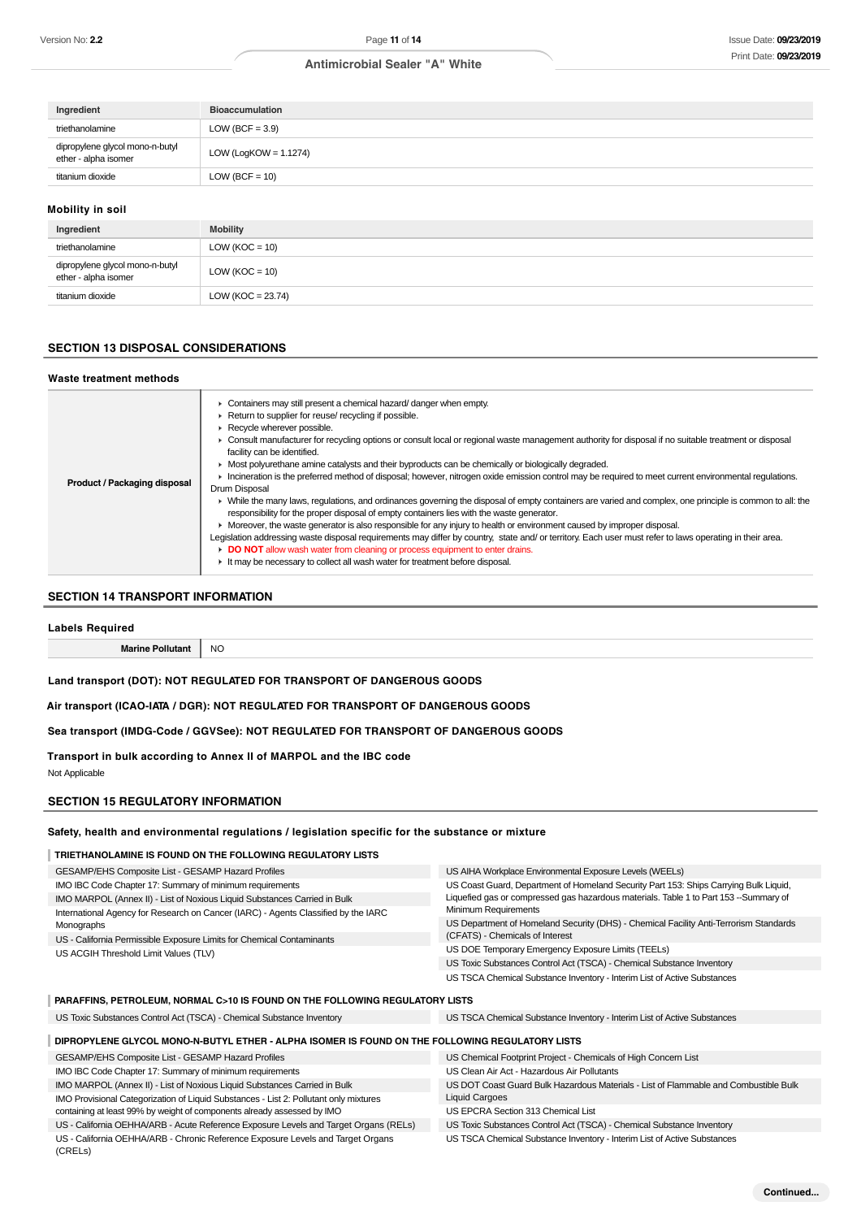| Ingredient | Bioaccumulation |
| --- | --- |
| triethanolamine | LOW (BCF = 3.9) |
| dipropylene glycol mono-n-butyl ether - alpha isomer | LOW (LogKOW = 1.1274) |
| titanium dioxide | LOW (BCF = 10) |

### Mobility in soil

| Ingredient | Mobility |
| --- | --- |
| triethanolamine | LOW (KOC = 10) |
| dipropylene glycol mono-n-butyl ether - alpha isomer | LOW (KOC = 10) |
| titanium dioxide | LOW (KOC = 23.74) |

## SECTION 13 DISPOSAL CONSIDERATIONS

### Waste treatment methods

**Product / Packaging disposal**

- Containers may still present a chemical hazard/ danger when empty.
- Return to supplier for reuse/ recycling if possible.
- Recycle wherever possible.
- Consult manufacturer for recycling options or consult local or regional waste management authority for disposal if no suitable treatment or disposal facility can be identified.
- Most polyurethane amine catalysts and their byproducts can be chemically or biologically degraded.
- Incineration is the preferred method of disposal; however, nitrogen oxide emission control may be required to meet current environmental regulations.

Drum Disposal

- While the many laws, regulations, and ordinances governing the disposal of empty containers are varied and complex, one principle is common to all: the responsibility for the proper disposal of empty containers lies with the waste generator.
- Moreover, the waste generator is also responsible for any injury to health or environment caused by improper disposal.

Legislation addressing waste disposal requirements may differ by country, state and/ or territory. Each user must refer to laws operating in their area.

- **DO NOT** allow wash water from cleaning or process equipment to enter drains.
- It may be necessary to collect all wash water for treatment before disposal.

## SECTION 14 TRANSPORT INFORMATION

### Labels Required

| | |
| --- | --- |
| **Marine Pollutant** | NO |

**Land transport (DOT): NOT REGULATED FOR TRANSPORT OF DANGEROUS GOODS**

**Air transport (ICAO-IATA / DGR): NOT REGULATED FOR TRANSPORT OF DANGEROUS GOODS**

**Sea transport (IMDG-Code / GGVSee): NOT REGULATED FOR TRANSPORT OF DANGEROUS GOODS**

**Transport in bulk according to Annex II of MARPOL and the IBC code**

Not Applicable

## SECTION 15 REGULATORY INFORMATION

### Safety, health and environmental regulations / legislation specific for the substance or mixture

**TRIETHANOLAMINE IS FOUND ON THE FOLLOWING REGULATORY LISTS**

- GESAMP/EHS Composite List - GESAMP Hazard Profiles
- IMO IBC Code Chapter 17: Summary of minimum requirements
- IMO MARPOL (Annex II) - List of Noxious Liquid Substances Carried in Bulk
- International Agency for Research on Cancer (IARC) - Agents Classified by the IARC Monographs
- US - California Permissible Exposure Limits for Chemical Contaminants
- US ACGIH Threshold Limit Values (TLV)
- US AIHA Workplace Environmental Exposure Levels (WEELs)
- US Coast Guard, Department of Homeland Security Part 153: Ships Carrying Bulk Liquid, Liquefied gas or compressed gas hazardous materials. Table 1 to Part 153 --Summary of Minimum Requirements
- US Department of Homeland Security (DHS) - Chemical Facility Anti-Terrorism Standards (CFATS) - Chemicals of Interest
- US DOE Temporary Emergency Exposure Limits (TEELs)
- US Toxic Substances Control Act (TSCA) - Chemical Substance Inventory
- US TSCA Chemical Substance Inventory - Interim List of Active Substances

**PARAFFINS, PETROLEUM, NORMAL C>10 IS FOUND ON THE FOLLOWING REGULATORY LISTS**

- US Toxic Substances Control Act (TSCA) - Chemical Substance Inventory
- US TSCA Chemical Substance Inventory - Interim List of Active Substances

**DIPROPYLENE GLYCOL MONO-N-BUTYL ETHER - ALPHA ISOMER IS FOUND ON THE FOLLOWING REGULATORY LISTS**

- GESAMP/EHS Composite List - GESAMP Hazard Profiles
- IMO IBC Code Chapter 17: Summary of minimum requirements
- IMO MARPOL (Annex II) - List of Noxious Liquid Substances Carried in Bulk
- IMO Provisional Categorization of Liquid Substances - List 2: Pollutant only mixtures containing at least 99% by weight of components already assessed by IMO
- US - California OEHHA/ARB - Acute Reference Exposure Levels and Target Organs (RELs)
- US - California OEHHA/ARB - Chronic Reference Exposure Levels and Target Organs (CRELs)
- US Chemical Footprint Project - Chemicals of High Concern List
- US Clean Air Act - Hazardous Air Pollutants
- US DOT Coast Guard Bulk Hazardous Materials - List of Flammable and Combustible Bulk Liquid Cargoes
- US EPCRA Section 313 Chemical List
- US Toxic Substances Control Act (TSCA) - Chemical Substance Inventory
- US TSCA Chemical Substance Inventory - Interim List of Active Substances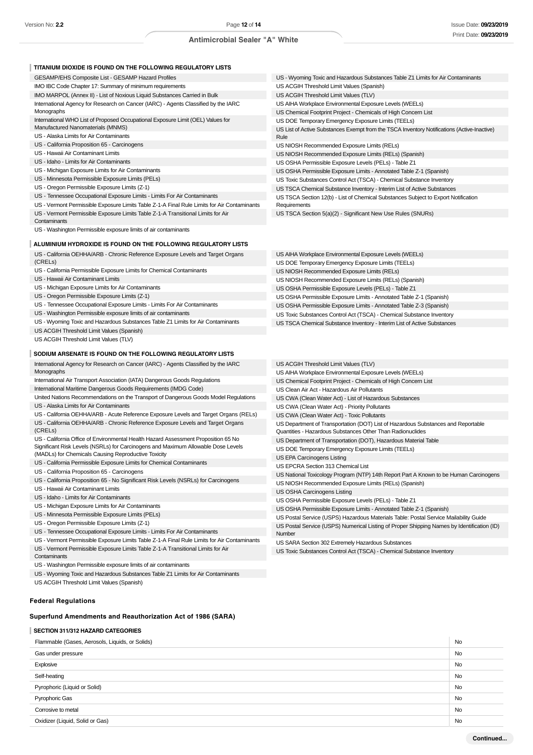### TITANIUM DIOXIDE IS FOUND ON THE FOLLOWING REGULATORY LISTS

| | |
|---|---|
| GESAMP/EHS Composite List - GESAMP Hazard Profiles | US - Wyoming Toxic and Hazardous Substances Table Z1 Limits for Air Contaminants |
| IMO IBC Code Chapter 17: Summary of minimum requirements | US ACGIH Threshold Limit Values (Spanish) |
| IMO MARPOL (Annex II) - List of Noxious Liquid Substances Carried in Bulk | US ACGIH Threshold Limit Values (TLV) |
| International Agency for Research on Cancer (IARC) - Agents Classified by the IARC Monographs | US AIHA Workplace Environmental Exposure Levels (WEELs) |
| International WHO List of Proposed Occupational Exposure Limit (OEL) Values for Manufactured Nanomaterials (MNMS) | US Chemical Footprint Project - Chemicals of High Concern List |
| US - Alaska Limits for Air Contaminants | US DOE Temporary Emergency Exposure Limits (TEELs) |
| US - California Proposition 65 - Carcinogens | US List of Active Substances Exempt from the TSCA Inventory Notifications (Active-Inactive) Rule |
| US - Hawaii Air Contaminant Limits | US NIOSH Recommended Exposure Limits (RELs) |
| US - Idaho - Limits for Air Contaminants | US NIOSH Recommended Exposure Limits (RELs) (Spanish) |
| US - Michigan Exposure Limits for Air Contaminants | US OSHA Permissible Exposure Levels (PELs) - Table Z1 |
| US - Minnesota Permissible Exposure Limits (PELs) | US OSHA Permissible Exposure Limits - Annotated Table Z-1 (Spanish) |
| US - Oregon Permissible Exposure Limits (Z-1) | US Toxic Substances Control Act (TSCA) - Chemical Substance Inventory |
| US - Tennessee Occupational Exposure Limits - Limits For Air Contaminants | US TSCA Chemical Substance Inventory - Interim List of Active Substances |
| US - Vermont Permissible Exposure Limits Table Z-1-A Final Rule Limits for Air Contaminants | US TSCA Section 12(b) - List of Chemical Substances Subject to Export Notification Requirements |
| US - Vermont Permissible Exposure Limits Table Z-1-A Transitional Limits for Air Contaminants | US TSCA Section 5(a)(2) - Significant New Use Rules (SNURs) |
| US - Washington Permissible exposure limits of air contaminants | |

### ALUMINIUM HYDROXIDE IS FOUND ON THE FOLLOWING REGULATORY LISTS

| | |
|---|---|
| US - California OEHHA/ARB - Chronic Reference Exposure Levels and Target Organs (CRELs) | US AIHA Workplace Environmental Exposure Levels (WEELs) |
| US - California Permissible Exposure Limits for Chemical Contaminants | US DOE Temporary Emergency Exposure Limits (TEELs) |
| US - Hawaii Air Contaminant Limits | US NIOSH Recommended Exposure Limits (RELs) |
| US - Michigan Exposure Limits for Air Contaminants | US NIOSH Recommended Exposure Limits (RELs) (Spanish) |
| US - Oregon Permissible Exposure Limits (Z-1) | US OSHA Permissible Exposure Levels (PELs) - Table Z1 |
| US - Tennessee Occupational Exposure Limits - Limits For Air Contaminants | US OSHA Permissible Exposure Limits - Annotated Table Z-1 (Spanish) |
| US - Washington Permissible exposure limits of air contaminants | US OSHA Permissible Exposure Limits - Annotated Table Z-3 (Spanish) |
| US - Wyoming Toxic and Hazardous Substances Table Z1 Limits for Air Contaminants | US Toxic Substances Control Act (TSCA) - Chemical Substance Inventory |
| US ACGIH Threshold Limit Values (Spanish) | US TSCA Chemical Substance Inventory - Interim List of Active Substances |
| US ACGIH Threshold Limit Values (TLV) | |

### SODIUM ARSENATE IS FOUND ON THE FOLLOWING REGULATORY LISTS

| | |
|---|---|
| International Agency for Research on Cancer (IARC) - Agents Classified by the IARC Monographs | US ACGIH Threshold Limit Values (TLV) |
| International Air Transport Association (IATA) Dangerous Goods Regulations | US AIHA Workplace Environmental Exposure Levels (WEELs) |
| International Maritime Dangerous Goods Requirements (IMDG Code) | US Chemical Footprint Project - Chemicals of High Concern List |
| United Nations Recommendations on the Transport of Dangerous Goods Model Regulations | US Clean Air Act - Hazardous Air Pollutants |
| US - Alaska Limits for Air Contaminants | US CWA (Clean Water Act) - List of Hazardous Substances |
| US - California OEHHA/ARB - Acute Reference Exposure Levels and Target Organs (RELs) | US CWA (Clean Water Act) - Priority Pollutants |
| US - California OEHHA/ARB - Chronic Reference Exposure Levels and Target Organs (CRELs) | US CWA (Clean Water Act) - Toxic Pollutants |
| US - California Office of Environmental Health Hazard Assessment Proposition 65 No Significant Risk Levels (NSRLs) for Carcinogens and Maximum Allowable Dose Levels (MADLs) for Chemicals Causing Reproductive Toxicity | US Department of Transportation (DOT) List of Hazardous Substances and Reportable Quantities - Hazardous Substances Other Than Radionuclides |
| US - California Permissible Exposure Limits for Chemical Contaminants | US Department of Transportation (DOT), Hazardous Material Table |
| US - California Proposition 65 - Carcinogens | US DOE Temporary Emergency Exposure Limits (TEELs) |
| US - California Proposition 65 - No Significant Risk Levels (NSRLs) for Carcinogens | US EPA Carcinogens Listing |
| US - Hawaii Air Contaminant Limits | US EPCRA Section 313 Chemical List |
| US - Idaho - Limits for Air Contaminants | US National Toxicology Program (NTP) 14th Report Part A Known to be Human Carcinogens |
| US - Michigan Exposure Limits for Air Contaminants | US NIOSH Recommended Exposure Limits (RELs) (Spanish) |
| US - Minnesota Permissible Exposure Limits (PELs) | US OSHA Carcinogens Listing |
| US - Oregon Permissible Exposure Limits (Z-1) | US OSHA Permissible Exposure Levels (PELs) - Table Z1 |
| US - Tennessee Occupational Exposure Limits - Limits For Air Contaminants | US OSHA Permissible Exposure Limits - Annotated Table Z-1 (Spanish) |
| US - Vermont Permissible Exposure Limits Table Z-1-A Final Rule Limits for Air Contaminants | US Postal Service (USPS) Hazardous Materials Table: Postal Service Mailability Guide |
| US - Vermont Permissible Exposure Limits Table Z-1-A Transitional Limits for Air Contaminants | US Postal Service (USPS) Numerical Listing of Proper Shipping Names by Identification (ID) Number |
| US - Washington Permissible exposure limits of air contaminants | US SARA Section 302 Extremely Hazardous Substances |
| US - Wyoming Toxic and Hazardous Substances Table Z1 Limits for Air Contaminants | US Toxic Substances Control Act (TSCA) - Chemical Substance Inventory |
| US ACGIH Threshold Limit Values (Spanish) | |

## Federal Regulations

### Superfund Amendments and Reauthorization Act of 1986 (SARA)

#### SECTION 311/312 HAZARD CATEGORIES

| | |
|---|---|
| Flammable (Gases, Aerosols, Liquids, or Solids) | No |
| Gas under pressure | No |
| Explosive | No |
| Self-heating | No |
| Pyrophoric (Liquid or Solid) | No |
| Pyrophoric Gas | No |
| Corrosive to metal | No |
| Oxidizer (Liquid, Solid or Gas) | No |

Continued...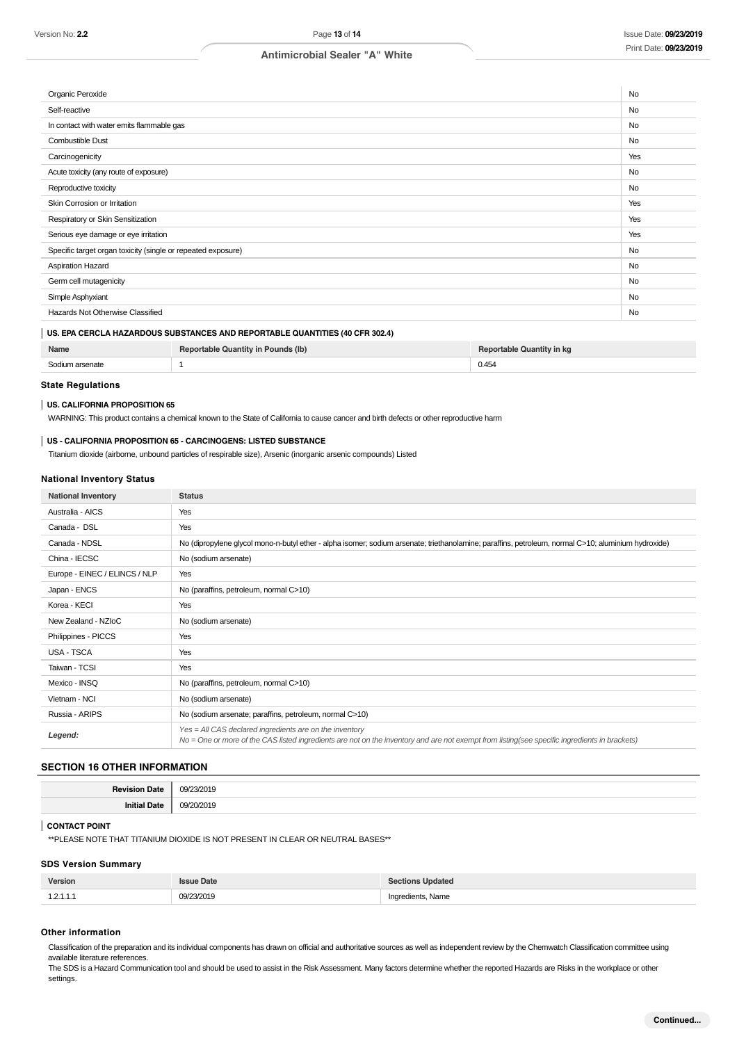| | |
|---|---|
| Organic Peroxide | No |
| Self-reactive | No |
| In contact with water emits flammable gas | No |
| Combustible Dust | No |
| Carcinogenicity | Yes |
| Acute toxicity (any route of exposure) | No |
| Reproductive toxicity | No |
| Skin Corrosion or Irritation | Yes |
| Respiratory or Skin Sensitization | Yes |
| Serious eye damage or eye irritation | Yes |
| Specific target organ toxicity (single or repeated exposure) | No |
| Aspiration Hazard | No |
| Germ cell mutagenicity | No |
| Simple Asphyxiant | No |
| Hazards Not Otherwise Classified | No |

#### US. EPA CERCLA HAZARDOUS SUBSTANCES AND REPORTABLE QUANTITIES (40 CFR 302.4)

| Name | Reportable Quantity in Pounds (lb) | Reportable Quantity in kg |
|---|---|---|
| Sodium arsenate | 1 | 0.454 |

### State Regulations

#### US. CALIFORNIA PROPOSITION 65

WARNING: This product contains a chemical known to the State of California to cause cancer and birth defects or other reproductive harm

#### US - CALIFORNIA PROPOSITION 65 - CARCINOGENS: LISTED SUBSTANCE

Titanium dioxide (airborne, unbound particles of respirable size), Arsenic (inorganic arsenic compounds) Listed

### National Inventory Status

| National Inventory | Status |
|---|---|
| Australia - AICS | Yes |
| Canada - DSL | Yes |
| Canada - NDSL | No (dipropylene glycol mono-n-butyl ether - alpha isomer; sodium arsenate; triethanolamine; paraffins, petroleum, normal C>10; aluminium hydroxide) |
| China - IECSC | No (sodium arsenate) |
| Europe - EINEC / ELINCS / NLP | Yes |
| Japan - ENCS | No (paraffins, petroleum, normal C>10) |
| Korea - KECI | Yes |
| New Zealand - NZIoC | No (sodium arsenate) |
| Philippines - PICCS | Yes |
| USA - TSCA | Yes |
| Taiwan - TCSI | Yes |
| Mexico - INSQ | No (paraffins, petroleum, normal C>10) |
| Vietnam - NCI | No (sodium arsenate) |
| Russia - ARIPS | No (sodium arsenate; paraffins, petroleum, normal C>10) |
| *Legend:* | *Yes = All CAS declared ingredients are on the inventory* *No = One or more of the CAS listed ingredients are not on the inventory and are not exempt from listing(see specific ingredients in brackets)* |

## SECTION 16 OTHER INFORMATION

| | |
|---|---|
| **Revision Date** | 09/23/2019 |
| **Initial Date** | 09/20/2019 |

#### CONTACT POINT

**PLEASE NOTE THAT TITANIUM DIOXIDE IS NOT PRESENT IN CLEAR OR NEUTRAL BASES**

### SDS Version Summary

| Version | Issue Date | Sections Updated |
|---|---|---|
| 1.2.1.1.1 | 09/23/2019 | Ingredients, Name |

### Other information

Classification of the preparation and its individual components has drawn on official and authoritative sources as well as independent review by the Chemwatch Classification committee using available literature references.

The SDS is a Hazard Communication tool and should be used to assist in the Risk Assessment. Many factors determine whether the reported Hazards are Risks in the workplace or other settings.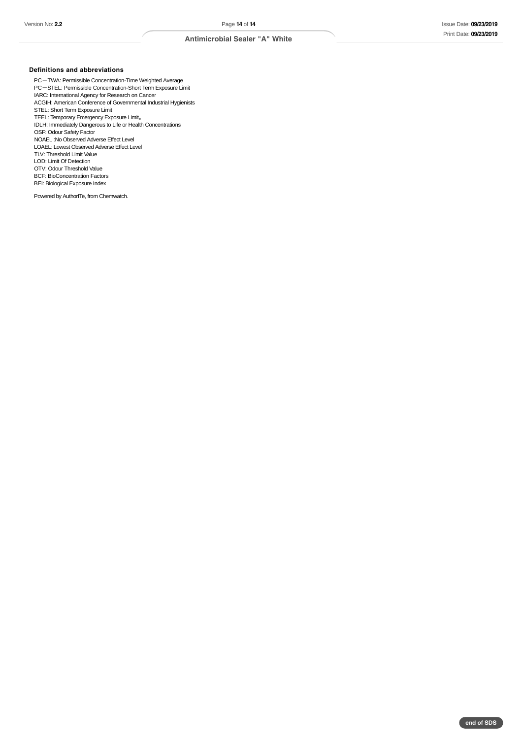### Definitions and abbreviations

PC－TWA: Permissible Concentration-Time Weighted Average
PC－STEL: Permissible Concentration-Short Term Exposure Limit
IARC: International Agency for Research on Cancer
ACGIH: American Conference of Governmental Industrial Hygienists
STEL: Short Term Exposure Limit
TEEL: Temporary Emergency Exposure Limit。
IDLH: Immediately Dangerous to Life or Health Concentrations
OSF: Odour Safety Factor
NOAEL :No Observed Adverse Effect Level
LOAEL: Lowest Observed Adverse Effect Level
TLV: Threshold Limit Value
LOD: Limit Of Detection
OTV: Odour Threshold Value
BCF: BioConcentration Factors
BEI: Biological Exposure Index

Powered by AuthorITe, from Chemwatch.

end of SDS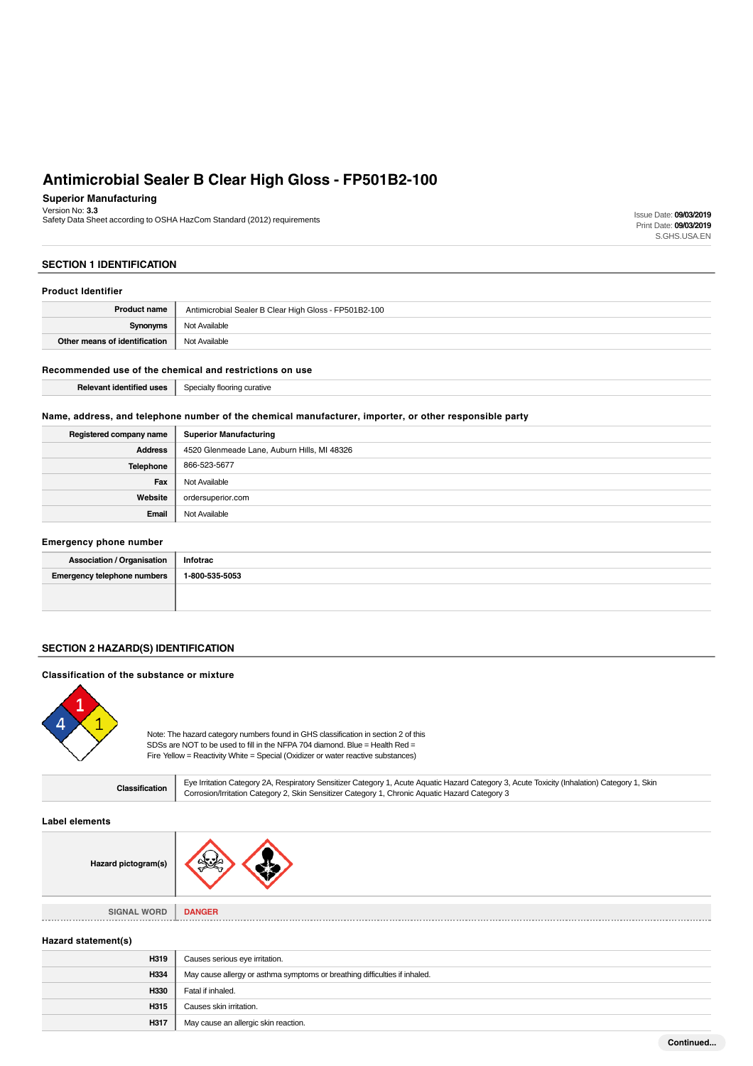# Antimicrobial Sealer B Clear High Gloss - FP501B2-100

**Superior Manufacturing**

Version No: **3.3**

Safety Data Sheet according to OSHA HazCom Standard (2012) requirements

Issue Date: **09/03/2019**
Print Date: **09/03/2019**
S.GHS.USA.EN

## SECTION 1 IDENTIFICATION

### Product Identifier

| | |
|---|---|
| **Product name** | Antimicrobial Sealer B Clear High Gloss - FP501B2-100 |
| **Synonyms** | Not Available |
| **Other means of identification** | Not Available |

### Recommended use of the chemical and restrictions on use

| | |
|---|---|
| **Relevant identified uses** | Specialty flooring curative |

### Name, address, and telephone number of the chemical manufacturer, importer, or other responsible party

| | |
|---|---|
| **Registered company name** | **Superior Manufacturing** |
| **Address** | 4520 Glenmeade Lane, Auburn Hills, MI 48326 |
| **Telephone** | 866-523-5677 |
| **Fax** | Not Available |
| **Website** | ordersuperior.com |
| **Email** | Not Available |

### Emergency phone number

| | |
|---|---|
| **Association / Organisation** | **Infotrac** |
| **Emergency telephone numbers** | **1-800-535-5053** |
| | |

## SECTION 2 HAZARD(S) IDENTIFICATION

### Classification of the substance or mixture

NFPA 704 diamond: Red (Fire) 1, Blue (Health) 4, Yellow (Reactivity) 1, White (Special) blank

Note: The hazard category numbers found in GHS classification in section 2 of this SDSs are NOT to be used to fill in the NFPA 704 diamond. Blue = Health Red = Fire Yellow = Reactivity White = Special (Oxidizer or water reactive substances)

| | |
|---|---|
| **Classification** | Eye Irritation Category 2A, Respiratory Sensitizer Category 1, Acute Aquatic Hazard Category 3, Acute Toxicity (Inhalation) Category 1, Skin Corrosion/Irritation Category 2, Skin Sensitizer Category 1, Chronic Aquatic Hazard Category 3 |

### Label elements

| | |
|---|---|
| **Hazard pictogram(s)** | |
| **SIGNAL WORD** | **DANGER** |

### Hazard statement(s)

| | |
|---|---|
| **H319** | Causes serious eye irritation. |
| **H334** | May cause allergy or asthma symptoms or breathing difficulties if inhaled. |
| **H330** | Fatal if inhaled. |
| **H315** | Causes skin irritation. |
| **H317** | May cause an allergic skin reaction. |

**Continued...**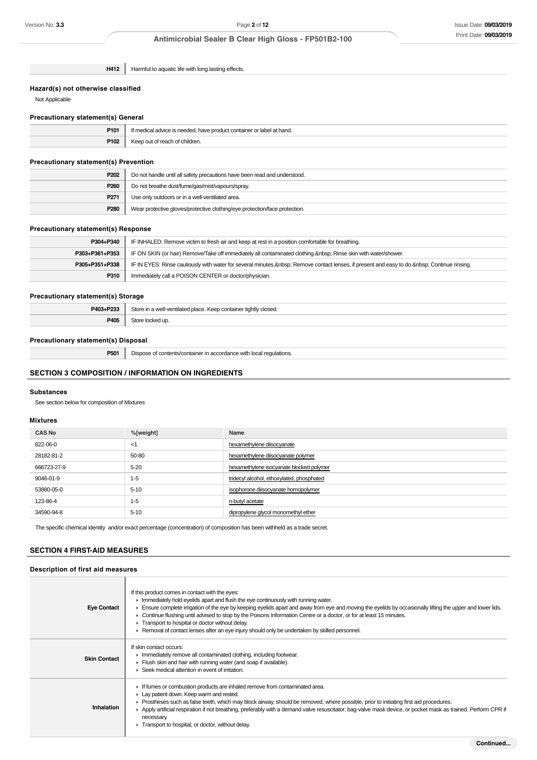| | |
|---|---|
| **H412** | Harmful to aquatic life with long lasting effects. |

### Hazard(s) not otherwise classified

Not Applicable

### Precautionary statement(s) General

| | |
|---|---|
| **P101** | If medical advice is needed, have product container or label at hand. |
| **P102** | Keep out of reach of children. |

### Precautionary statement(s) Prevention

| | |
|---|---|
| **P202** | Do not handle until all safety precautions have been read and understood. |
| **P260** | Do not breathe dust/fume/gas/mist/vapours/spray. |
| **P271** | Use only outdoors or in a well-ventilated area. |
| **P280** | Wear protective gloves/protective clothing/eye protection/face protection. |

### Precautionary statement(s) Response

| | |
|---|---|
| **P304+P340** | IF INHALED: Remove victim to fresh air and keep at rest in a position comfortable for breathing. |
| **P303+P361+P353** | IF ON SKIN (or hair) Remove/Take off immediately all contaminated clothing.&nbsp; Rinse skin with water/shower. |
| **P305+P351+P338** | IF IN EYES: Rinse cautiously with water for several minutes.&nbsp; Remove contact lenses, if present and easy to do.&nbsp; Continue rinsing. |
| **P310** | Immediately call a POISON CENTER or doctor/physician. |

### Precautionary statement(s) Storage

| | |
|---|---|
| **P403+P233** | Store in a well-ventilated place. Keep container tightly closed. |
| **P405** | Store locked up. |

### Precautionary statement(s) Disposal

| | |
|---|---|
| **P501** | Dispose of contents/container in accordance with local regulations. |

## SECTION 3 COMPOSITION / INFORMATION ON INGREDIENTS

### Substances

See section below for composition of Mixtures

### Mixtures

| CAS No | %[weight] | Name |
|---|---|---|
| 822-06-0 | <1 | hexamethylene diisocyanate |
| 28182-81-2 | 50-80 | hexamethylene diisocyanate polymer |
| 666723-27-9 | 5-20 | hexamethylene isocyanate blocked polymer |
| 9046-01-9 | 1-5 | tridecyl alcohol, ethoxylated, phosphated |
| 53880-05-0 | 5-10 | isophorone diisocyanate homopolymer |
| 123-86-4 | 1-5 | n-butyl acetate |
| 34590-94-8 | 5-10 | dipropylene glycol monomethyl ether |

The specific chemical identity and/or exact percentage (concentration) of composition has been withheld as a trade secret.

## SECTION 4 FIRST-AID MEASURES

### Description of first aid measures

| | |
|---|---|
| **Eye Contact** | If this product comes in contact with the eyes:<br>▸ Immediately hold eyelids apart and flush the eye continuously with running water.<br>▸ Ensure complete irrigation of the eye by keeping eyelids apart and away from eye and moving the eyelids by occasionally lifting the upper and lower lids.<br>▸ Continue flushing until advised to stop by the Poisons Information Centre or a doctor, or for at least 15 minutes.<br>▸ Transport to hospital or doctor without delay.<br>▸ Removal of contact lenses after an eye injury should only be undertaken by skilled personnel. |
| **Skin Contact** | If skin contact occurs:<br>▸ Immediately remove all contaminated clothing, including footwear.<br>▸ Flush skin and hair with running water (and soap if available).<br>▸ Seek medical attention in event of irritation. |
| **Inhalation** | ▸ If fumes or combustion products are inhaled remove from contaminated area.<br>▸ Lay patient down. Keep warm and rested.<br>▸ Prostheses such as false teeth, which may block airway, should be removed, where possible, prior to initiating first aid procedures.<br>▸ Apply artificial respiration if not breathing, preferably with a demand valve resuscitator, bag-valve mask device, or pocket mask as trained. Perform CPR if necessary.<br>▸ Transport to hospital, or doctor, without delay. |

Continued...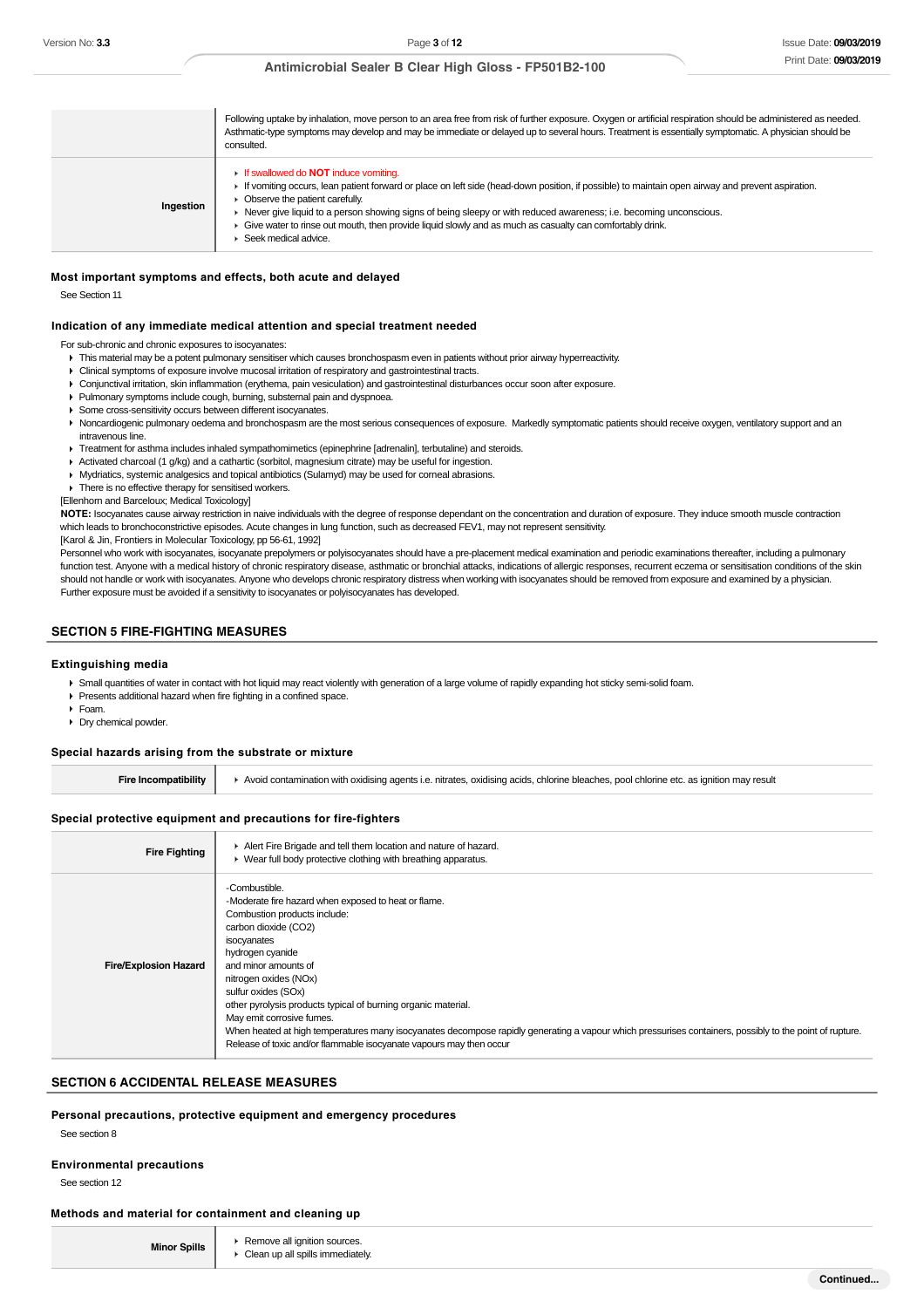| | |
|---|---|
| | Following uptake by inhalation, move person to an area free from risk of further exposure. Oxygen or artificial respiration should be administered as needed. Asthmatic-type symptoms may develop and may be immediate or delayed up to several hours. Treatment is essentially symptomatic. A physician should be consulted. |
| **Ingestion** | ▸ If swallowed do **NOT** induce vomiting.<br>▸ If vomiting occurs, lean patient forward or place on left side (head-down position, if possible) to maintain open airway and prevent aspiration.<br>▸ Observe the patient carefully.<br>▸ Never give liquid to a person showing signs of being sleepy or with reduced awareness; i.e. becoming unconscious.<br>▸ Give water to rinse out mouth, then provide liquid slowly and as much as casualty can comfortably drink.<br>▸ Seek medical advice. |

### Most important symptoms and effects, both acute and delayed

See Section 11

### Indication of any immediate medical attention and special treatment needed

For sub-chronic and chronic exposures to isocyanates:

- This material may be a potent pulmonary sensitiser which causes bronchospasm even in patients without prior airway hyperreactivity.
- Clinical symptoms of exposure involve mucosal irritation of respiratory and gastrointestinal tracts.
- Conjunctival irritation, skin inflammation (erythema, pain vesiculation) and gastrointestinal disturbances occur soon after exposure.
- Pulmonary symptoms include cough, burning, substernal pain and dyspnoea.
- Some cross-sensitivity occurs between different isocyanates.
- Noncardiogenic pulmonary oedema and bronchospasm are the most serious consequences of exposure. Markedly symptomatic patients should receive oxygen, ventilatory support and an intravenous line.
- Treatment for asthma includes inhaled sympathomimetics (epinephrine [adrenalin], terbutaline) and steroids.
- Activated charcoal (1 g/kg) and a cathartic (sorbitol, magnesium citrate) may be useful for ingestion.
- Mydriatics, systemic analgesics and topical antibiotics (Sulamyd) may be used for corneal abrasions.
- There is no effective therapy for sensitised workers.

[Ellenhorn and Barceloux; Medical Toxicology]

**NOTE:** Isocyanates cause airway restriction in naive individuals with the degree of response dependant on the concentration and duration of exposure. They induce smooth muscle contraction which leads to bronchoconstrictive episodes. Acute changes in lung function, such as decreased FEV1, may not represent sensitivity.

[Karol & Jin, Frontiers in Molecular Toxicology, pp 56-61, 1992]

Personnel who work with isocyanates, isocyanate prepolymers or polyisocyanates should have a pre-placement medical examination and periodic examinations thereafter, including a pulmonary function test. Anyone with a medical history of chronic respiratory disease, asthmatic or bronchial attacks, indications of allergic responses, recurrent eczema or sensitisation conditions of the skin should not handle or work with isocyanates. Anyone who develops chronic respiratory distress when working with isocyanates should be removed from exposure and examined by a physician. Further exposure must be avoided if a sensitivity to isocyanates or polyisocyanates has developed.

## SECTION 5 FIRE-FIGHTING MEASURES

### Extinguishing media

- Small quantities of water in contact with hot liquid may react violently with generation of a large volume of rapidly expanding hot sticky semi-solid foam.
- Presents additional hazard when fire fighting in a confined space.
- Foam.
- Dry chemical powder.

### Special hazards arising from the substrate or mixture

| | |
|---|---|
| **Fire Incompatibility** | ▸ Avoid contamination with oxidising agents i.e. nitrates, oxidising acids, chlorine bleaches, pool chlorine etc. as ignition may result |

### Special protective equipment and precautions for fire-fighters

| | |
|---|---|
| **Fire Fighting** | ▸ Alert Fire Brigade and tell them location and nature of hazard.<br>▸ Wear full body protective clothing with breathing apparatus. |
| **Fire/Explosion Hazard** | -Combustible.<br>-Moderate fire hazard when exposed to heat or flame.<br>Combustion products include:<br>carbon dioxide ($CO_2$)<br>isocyanates<br>hydrogen cyanide<br>and minor amounts of<br>nitrogen oxides ($NO_x$)<br>sulfur oxides ($SO_x$)<br>other pyrolysis products typical of burning organic material.<br>May emit corrosive fumes.<br>When heated at high temperatures many isocyanates decompose rapidly generating a vapour which pressurises containers, possibly to the point of rupture. Release of toxic and/or flammable isocyanate vapours may then occur |

## SECTION 6 ACCIDENTAL RELEASE MEASURES

### Personal precautions, protective equipment and emergency procedures

See section 8

### Environmental precautions

See section 12

### Methods and material for containment and cleaning up

| | |
|---|---|
| **Minor Spills** | ▸ Remove all ignition sources.<br>▸ Clean up all spills immediately. |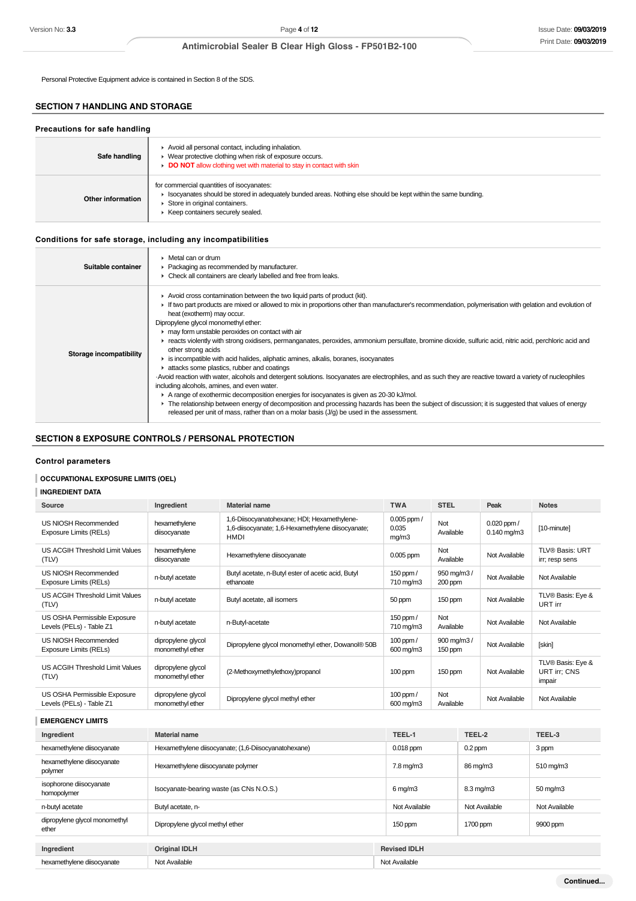Personal Protective Equipment advice is contained in Section 8 of the SDS.

## SECTION 7 HANDLING AND STORAGE

### Precautions for safe handling

| | |
|---|---|
| **Safe handling** | - Avoid all personal contact, including inhalation.<br>- Wear protective clothing when risk of exposure occurs.<br>- **DO NOT** allow clothing wet with material to stay in contact with skin |
| **Other information** | for commercial quantities of isocyanates:<br>- Isocyanates should be stored in adequately bunded areas. Nothing else should be kept within the same bunding.<br>- Store in original containers.<br>- Keep containers securely sealed. |

### Conditions for safe storage, including any incompatibilities

| | |
|---|---|
| **Suitable container** | - Metal can or drum<br>- Packaging as recommended by manufacturer.<br>- Check all containers are clearly labelled and free from leaks. |
| **Storage incompatibility** | - Avoid cross contamination between the two liquid parts of product (kit).<br>- If two part products are mixed or allowed to mix in proportions other than manufacturer's recommendation, polymerisation with gelation and evolution of heat (exotherm) may occur.<br>Dipropylene glycol monomethyl ether:<br>- may form unstable peroxides on contact with air<br>- reacts violently with strong oxidisers, permanganates, peroxides, ammonium persulfate, bromine dioxide, sulfuric acid, nitric acid, perchloric acid and other strong acids<br>- is incompatible with acid halides, aliphatic amines, alkalis, boranes, isocyanates<br>- attacks some plastics, rubber and coatings<br>·Avoid reaction with water, alcohols and detergent solutions. Isocyanates are electrophiles, and as such they are reactive toward a variety of nucleophiles including alcohols, amines, and even water.<br>- A range of exothermic decomposition energies for isocyanates is given as 20-30 kJ/mol.<br>- The relationship between energy of decomposition and processing hazards has been the subject of discussion; it is suggested that values of energy released per unit of mass, rather than on a molar basis (J/g) be used in the assessment. |

## SECTION 8 EXPOSURE CONTROLS / PERSONAL PROTECTION

### Control parameters

**OCCUPATIONAL EXPOSURE LIMITS (OEL)**

**INGREDIENT DATA**

| Source | Ingredient | Material name | TWA | STEL | Peak | Notes |
|---|---|---|---|---|---|---|
| US NIOSH Recommended Exposure Limits (RELs) | hexamethylene diisocyanate | 1,6-Diisocyanatohexane; HDI; Hexamethylene-1,6-diisocyanate; 1,6-Hexamethylene diisocyanate; HMDI | 0.005 ppm / 0.035 mg/m3 | Not Available | 0.020 ppm / 0.140 mg/m3 | [10-minute] |
| US ACGIH Threshold Limit Values (TLV) | hexamethylene diisocyanate | Hexamethylene diisocyanate | 0.005 ppm | Not Available | Not Available | TLV® Basis: URT irr; resp sens |
| US NIOSH Recommended Exposure Limits (RELs) | n-butyl acetate | Butyl acetate, n-Butyl ester of acetic acid, Butyl ethanoate | 150 ppm / 710 mg/m3 | 950 mg/m3 / 200 ppm | Not Available | Not Available |
| US ACGIH Threshold Limit Values (TLV) | n-butyl acetate | Butyl acetate, all isomers | 50 ppm | 150 ppm | Not Available | TLV® Basis: Eye & URT irr |
| US OSHA Permissible Exposure Levels (PELs) - Table Z1 | n-butyl acetate | n-Butyl-acetate | 150 ppm / 710 mg/m3 | Not Available | Not Available | Not Available |
| US NIOSH Recommended Exposure Limits (RELs) | dipropylene glycol monomethyl ether | Dipropylene glycol monomethyl ether, Dowanol® 50B | 100 ppm / 600 mg/m3 | 900 mg/m3 / 150 ppm | Not Available | [skin] |
| US ACGIH Threshold Limit Values (TLV) | dipropylene glycol monomethyl ether | (2-Methoxymethylethoxy)propanol | 100 ppm | 150 ppm | Not Available | TLV® Basis: Eye & URT irr; CNS impair |
| US OSHA Permissible Exposure Levels (PELs) - Table Z1 | dipropylene glycol monomethyl ether | Dipropylene glycol methyl ether | 100 ppm / 600 mg/m3 | Not Available | Not Available | Not Available |

**EMERGENCY LIMITS**

| Ingredient | Material name | TEEL-1 | TEEL-2 | TEEL-3 |
|---|---|---|---|---|
| hexamethylene diisocyanate | Hexamethylene diisocyanate; (1,6-Diisocyanatohexane) | 0.018 ppm | 0.2 ppm | 3 ppm |
| hexamethylene diisocyanate polymer | Hexamethylene diisocyanate polymer | 7.8 mg/m3 | 86 mg/m3 | 510 mg/m3 |
| isophorone diisocyanate homopolymer | Isocyanate-bearing waste (as CNs N.O.S.) | 6 mg/m3 | 8.3 mg/m3 | 50 mg/m3 |
| n-butyl acetate | Butyl acetate, n- | Not Available | Not Available | Not Available |
| dipropylene glycol monomethyl ether | Dipropylene glycol methyl ether | 150 ppm | 1700 ppm | 9900 ppm |

| Ingredient | Original IDLH | Revised IDLH |
|---|---|---|
| hexamethylene diisocyanate | Not Available | Not Available |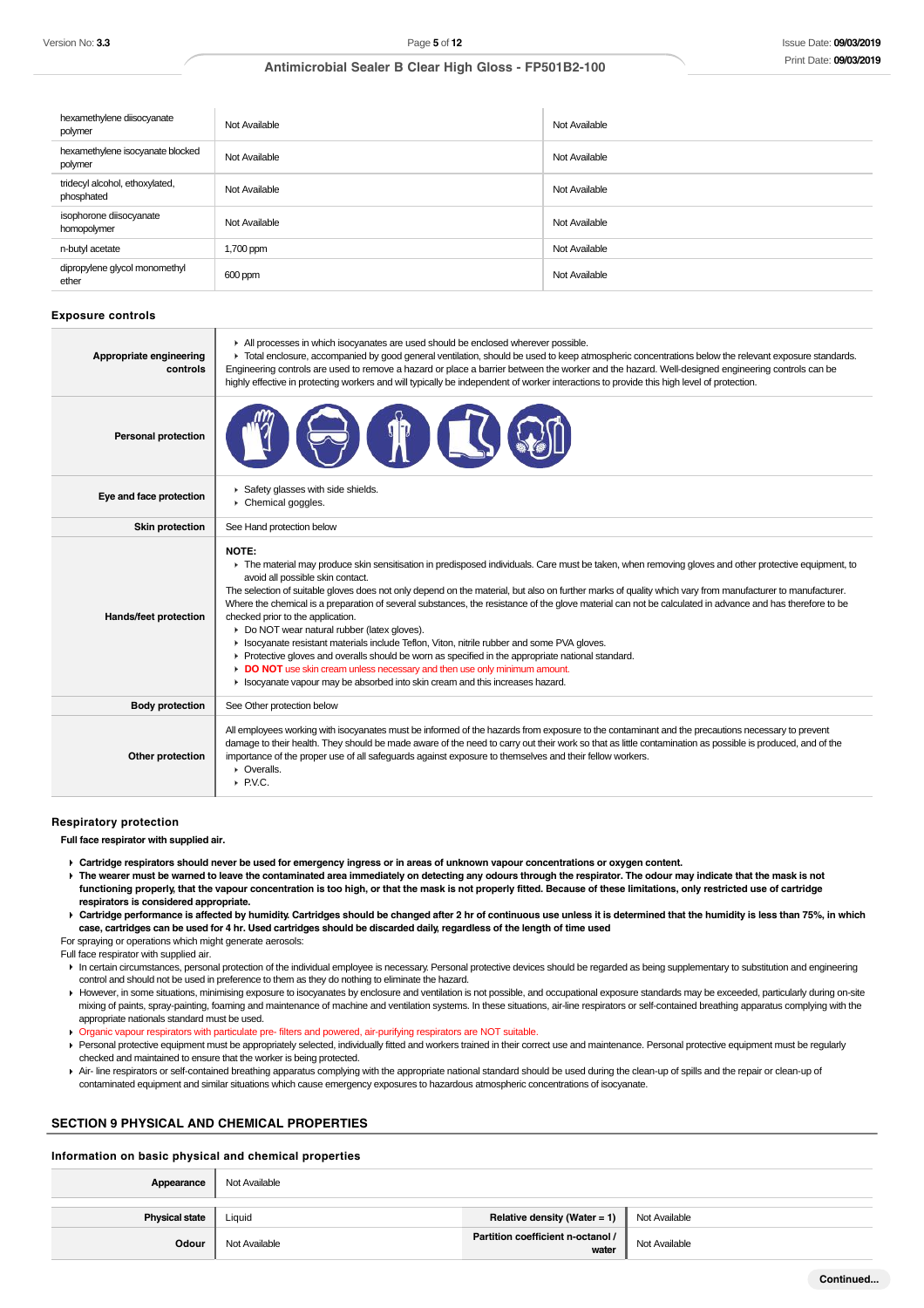| | | |
|---|---|---|
| hexamethylene diisocyanate polymer | Not Available | Not Available |
| hexamethylene isocyanate blocked polymer | Not Available | Not Available |
| tridecyl alcohol, ethoxylated, phosphated | Not Available | Not Available |
| isophorone diisocyanate homopolymer | Not Available | Not Available |
| n-butyl acetate | 1,700 ppm | Not Available |
| dipropylene glycol monomethyl ether | 600 ppm | Not Available |

### Exposure controls

| | |
|---|---|
| **Appropriate engineering controls** | ▸ All processes in which isocyanates are used should be enclosed wherever possible.<br>▸ Total enclosure, accompanied by good general ventilation, should be used to keep atmospheric concentrations below the relevant exposure standards.<br>Engineering controls are used to remove a hazard or place a barrier between the worker and the hazard. Well-designed engineering controls can be highly effective in protecting workers and will typically be independent of worker interactions to provide this high level of protection. |
| **Personal protection** | |
| **Eye and face protection** | ▸ Safety glasses with side shields.<br>▸ Chemical goggles. |
| **Skin protection** | See Hand protection below |
| **Hands/feet protection** | **NOTE:**<br>▸ The material may produce skin sensitisation in predisposed individuals. Care must be taken, when removing gloves and other protective equipment, to avoid all possible skin contact.<br>The selection of suitable gloves does not only depend on the material, but also on further marks of quality which vary from manufacturer to manufacturer. Where the chemical is a preparation of several substances, the resistance of the glove material can not be calculated in advance and has therefore to be checked prior to the application.<br>▸ Do NOT wear natural rubber (latex gloves).<br>▸ Isocyanate resistant materials include Teflon, Viton, nitrile rubber and some PVA gloves.<br>▸ Protective gloves and overalls should be worn as specified in the appropriate national standard.<br>▸ **DO NOT** use skin cream unless necessary and then use only minimum amount.<br>▸ Isocyanate vapour may be absorbed into skin cream and this increases hazard. |
| **Body protection** | See Other protection below |
| **Other protection** | All employees working with isocyanates must be informed of the hazards from exposure to the contaminant and the precautions necessary to prevent damage to their health. They should be made aware of the need to carry out their work so that as little contamination as possible is produced, and of the importance of the proper use of all safeguards against exposure to themselves and their fellow workers.<br>▸ Overalls.<br>▸ P.V.C. |

### Respiratory protection

**Full face respirator with supplied air.**

- **Cartridge respirators should never be used for emergency ingress or in areas of unknown vapour concentrations or oxygen content.**
- **The wearer must be warned to leave the contaminated area immediately on detecting any odours through the respirator. The odour may indicate that the mask is not functioning properly, that the vapour concentration is too high, or that the mask is not properly fitted. Because of these limitations, only restricted use of cartridge respirators is considered appropriate.**
- **Cartridge performance is affected by humidity. Cartridges should be changed after 2 hr of continuous use unless it is determined that the humidity is less than 75%, in which case, cartridges can be used for 4 hr. Used cartridges should be discarded daily, regardless of the length of time used**

For spraying or operations which might generate aerosols:
Full face respirator with supplied air.

- In certain circumstances, personal protection of the individual employee is necessary. Personal protective devices should be regarded as being supplementary to substitution and engineering control and should not be used in preference to them as they do nothing to eliminate the hazard.
- However, in some situations, minimising exposure to isocyanates by enclosure and ventilation is not possible, and occupational exposure standards may be exceeded, particularly during on-site mixing of paints, spray-painting, foaming and maintenance of machine and ventilation systems. In these situations, air-line respirators or self-contained breathing apparatus complying with the appropriate nationals standard must be used.
- Organic vapour respirators with particulate pre- filters and powered, air-purifying respirators are NOT suitable.
- Personal protective equipment must be appropriately selected, individually fitted and workers trained in their correct use and maintenance. Personal protective equipment must be regularly checked and maintained to ensure that the worker is being protected.
- Air- line respirators or self-contained breathing apparatus complying with the appropriate national standard should be used during the clean-up of spills and the repair or clean-up of contaminated equipment and similar situations which cause emergency exposures to hazardous atmospheric concentrations of isocyanate.

## SECTION 9 PHYSICAL AND CHEMICAL PROPERTIES

### Information on basic physical and chemical properties

| | | | |
|---|---|---|---|
| **Appearance** | Not Available | | |
| **Physical state** | Liquid | **Relative density (Water = 1)** | Not Available |
| **Odour** | Not Available | **Partition coefficient n-octanol / water** | Not Available |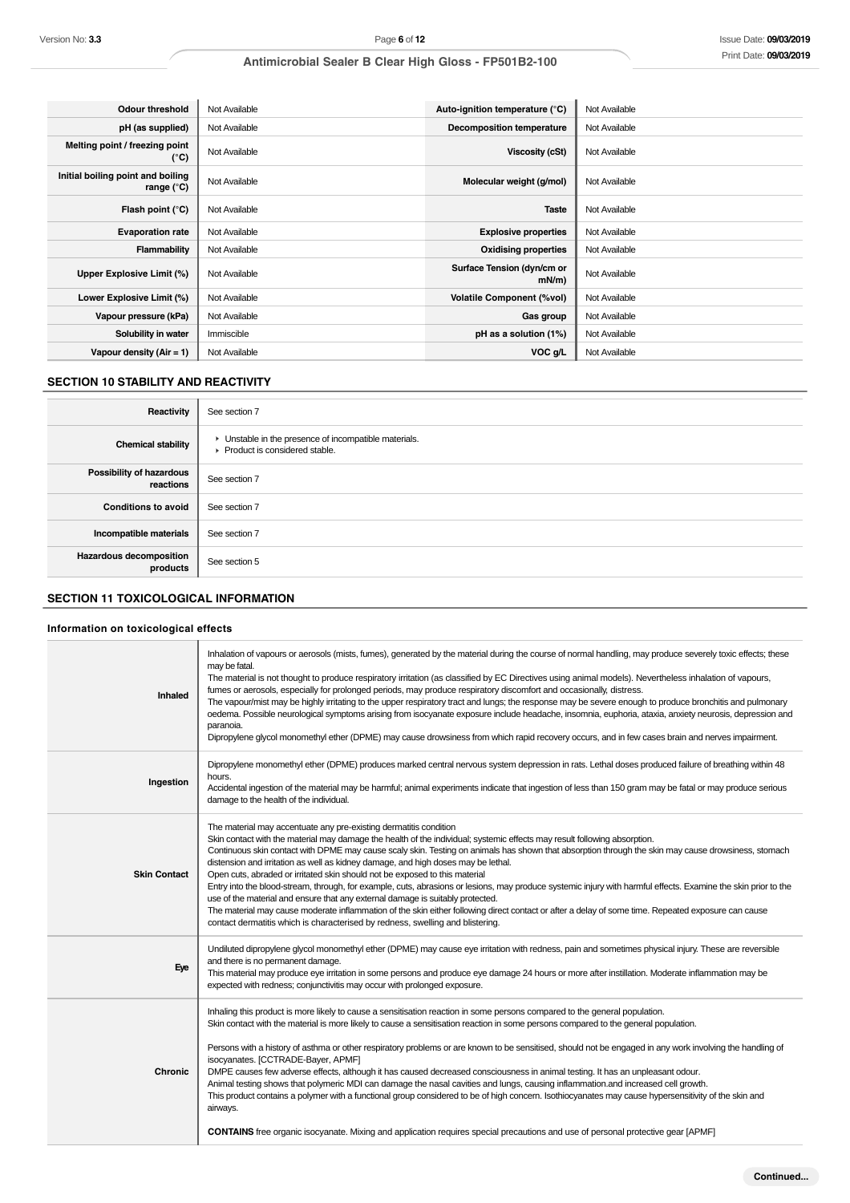| | | | |
|---|---|---|---|
| **Odour threshold** | Not Available | **Auto-ignition temperature (°C)** | Not Available |
| **pH (as supplied)** | Not Available | **Decomposition temperature** | Not Available |
| **Melting point / freezing point (°C)** | Not Available | **Viscosity (cSt)** | Not Available |
| **Initial boiling point and boiling range (°C)** | Not Available | **Molecular weight (g/mol)** | Not Available |
| **Flash point (°C)** | Not Available | **Taste** | Not Available |
| **Evaporation rate** | Not Available | **Explosive properties** | Not Available |
| **Flammability** | Not Available | **Oxidising properties** | Not Available |
| **Upper Explosive Limit (%)** | Not Available | **Surface Tension (dyn/cm or mN/m)** | Not Available |
| **Lower Explosive Limit (%)** | Not Available | **Volatile Component (%vol)** | Not Available |
| **Vapour pressure (kPa)** | Not Available | **Gas group** | Not Available |
| **Solubility in water** | Immiscible | **pH as a solution (1%)** | Not Available |
| **Vapour density (Air = 1)** | Not Available | **VOC g/L** | Not Available |

## SECTION 10 STABILITY AND REACTIVITY

| | |
|---|---|
| **Reactivity** | See section 7 |
| **Chemical stability** | ‣ Unstable in the presence of incompatible materials.<br>‣ Product is considered stable. |
| **Possibility of hazardous reactions** | See section 7 |
| **Conditions to avoid** | See section 7 |
| **Incompatible materials** | See section 7 |
| **Hazardous decomposition products** | See section 5 |

## SECTION 11 TOXICOLOGICAL INFORMATION

### Information on toxicological effects

| | |
|---|---|
| **Inhaled** | Inhalation of vapours or aerosols (mists, fumes), generated by the material during the course of normal handling, may produce severely toxic effects; these may be fatal.<br>The material is not thought to produce respiratory irritation (as classified by EC Directives using animal models). Nevertheless inhalation of vapours, fumes or aerosols, especially for prolonged periods, may produce respiratory discomfort and occasionally, distress.<br>The vapour/mist may be highly irritating to the upper respiratory tract and lungs; the response may be severe enough to produce bronchitis and pulmonary oedema. Possible neurological symptoms arising from isocyanate exposure include headache, insomnia, euphoria, ataxia, anxiety neurosis, depression and paranoia.<br>Dipropylene glycol monomethyl ether (DPME) may cause drowsiness from which rapid recovery occurs, and in few cases brain and nerves impairment. |
| **Ingestion** | Dipropylene monomethyl ether (DPME) produces marked central nervous system depression in rats. Lethal doses produced failure of breathing within 48 hours.<br>Accidental ingestion of the material may be harmful; animal experiments indicate that ingestion of less than 150 gram may be fatal or may produce serious damage to the health of the individual. |
| **Skin Contact** | The material may accentuate any pre-existing dermatitis condition<br>Skin contact with the material may damage the health of the individual; systemic effects may result following absorption.<br>Continuous skin contact with DPME may cause scaly skin. Testing on animals has shown that absorption through the skin may cause drowsiness, stomach distension and irritation as well as kidney damage, and high doses may be lethal.<br>Open cuts, abraded or irritated skin should not be exposed to this material<br>Entry into the blood-stream, through, for example, cuts, abrasions or lesions, may produce systemic injury with harmful effects. Examine the skin prior to the use of the material and ensure that any external damage is suitably protected.<br>The material may cause moderate inflammation of the skin either following direct contact or after a delay of some time. Repeated exposure can cause contact dermatitis which is characterised by redness, swelling and blistering. |
| **Eye** | Undiluted dipropylene glycol monomethyl ether (DPME) may cause eye irritation with redness, pain and sometimes physical injury. These are reversible and there is no permanent damage.<br>This material may produce eye irritation in some persons and produce eye damage 24 hours or more after instillation. Moderate inflammation may be expected with redness; conjunctivitis may occur with prolonged exposure. |
| **Chronic** | Inhaling this product is more likely to cause a sensitisation reaction in some persons compared to the general population.<br>Skin contact with the material is more likely to cause a sensitisation reaction in some persons compared to the general population.<br><br>Persons with a history of asthma or other respiratory problems or are known to be sensitised, should not be engaged in any work involving the handling of isocyanates. [CCTRADE-Bayer, APMF]<br>DMPE causes few adverse effects, although it has caused decreased consciousness in animal testing. It has an unpleasant odour.<br>Animal testing shows that polymeric MDI can damage the nasal cavities and lungs, causing inflammation.and increased cell growth.<br>This product contains a polymer with a functional group considered to be of high concern. Isothiocyanates may cause hypersensitivity of the skin and airways.<br><br>**CONTAINS** free organic isocyanate. Mixing and application requires special precautions and use of personal protective gear [APMF] |

**Continued...**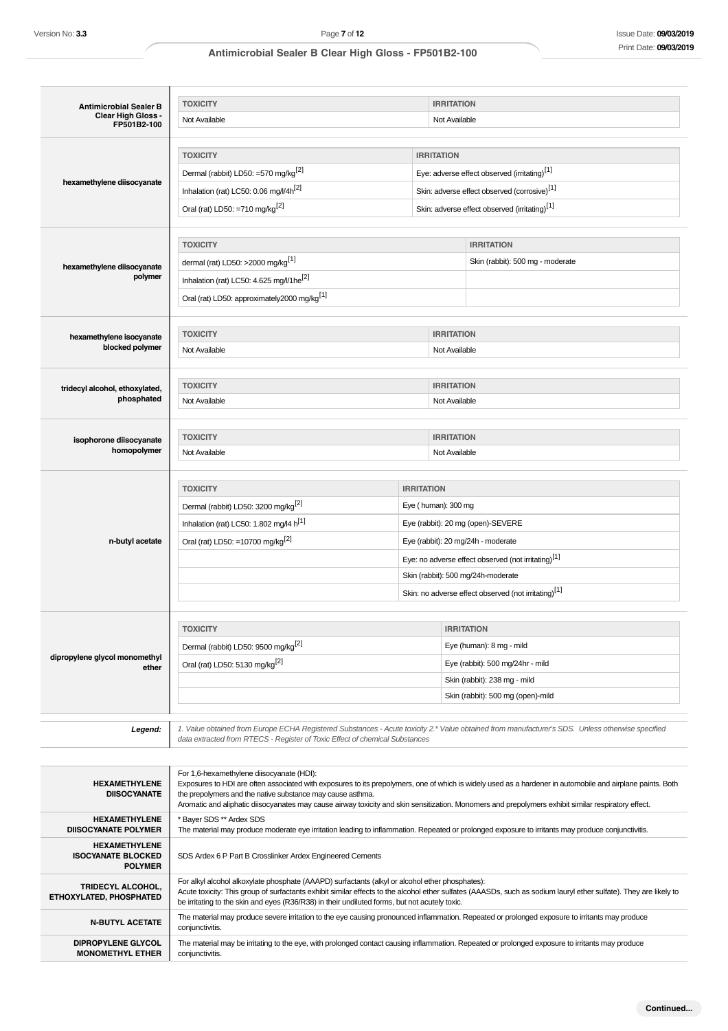| | | |
|---|---|---|
| **Antimicrobial Sealer B Clear High Gloss - FP501B2-100** | **TOXICITY** | **IRRITATION** |
| | Not Available | Not Available |

| | | |
|---|---|---|
| **hexamethylene diisocyanate** | **TOXICITY** | **IRRITATION** |
| | Dermal (rabbit) LD50: =570 mg/kg[2] | Eye: adverse effect observed (irritating)[1] |
| | Inhalation (rat) LC50: 0.06 mg/l/4h[2] | Skin: adverse effect observed (corrosive)[1] |
| | Oral (rat) LD50: =710 mg/kg[2] | Skin: adverse effect observed (irritating)[1] |

| | | |
|---|---|---|
| **hexamethylene diisocyanate polymer** | **TOXICITY** | **IRRITATION** |
| | dermal (rat) LD50: >2000 mg/kg[1] | Skin (rabbit): 500 mg - moderate |
| | Inhalation (rat) LC50: 4.625 mg/l/1he[2] | |
| | Oral (rat) LD50: approximately2000 mg/kg[1] | |

| | | |
|---|---|---|
| **hexamethylene isocyanate blocked polymer** | **TOXICITY** | **IRRITATION** |
| | Not Available | Not Available |

| | | |
|---|---|---|
| **tridecyl alcohol, ethoxylated, phosphated** | **TOXICITY** | **IRRITATION** |
| | Not Available | Not Available |

| | | |
|---|---|---|
| **isophorone diisocyanate homopolymer** | **TOXICITY** | **IRRITATION** |
| | Not Available | Not Available |

| | | |
|---|---|---|
| **n-butyl acetate** | **TOXICITY** | **IRRITATION** |
| | Dermal (rabbit) LD50: 3200 mg/kg[2] | Eye ( human): 300 mg |
| | Inhalation (rat) LC50: 1.802 mg/l4 h[1] | Eye (rabbit): 20 mg (open)-SEVERE |
| | Oral (rat) LD50: =10700 mg/kg[2] | Eye (rabbit): 20 mg/24h - moderate |
| | | Eye: no adverse effect observed (not irritating)[1] |
| | | Skin (rabbit): 500 mg/24h-moderate |
| | | Skin: no adverse effect observed (not irritating)[1] |

| | | |
|---|---|---|
| **dipropylene glycol monomethyl ether** | **TOXICITY** | **IRRITATION** |
| | Dermal (rabbit) LD50: 9500 mg/kg[2] | Eye (human): 8 mg - mild |
| | Oral (rat) LD50: 5130 mg/kg[2] | Eye (rabbit): 500 mg/24hr - mild |
| | | Skin (rabbit): 238 mg - mild |
| | | Skin (rabbit): 500 mg (open)-mild |

| | |
|---|---|
| ***Legend:*** | *1. Value obtained from Europe ECHA Registered Substances - Acute toxicity 2.\* Value obtained from manufacturer's SDS. Unless otherwise specified data extracted from RTECS - Register of Toxic Effect of chemical Substances* |

| | |
|---|---|
| **HEXAMETHYLENE DIISOCYANATE** | For 1,6-hexamethylene diisocyanate (HDI):<br>Exposures to HDI are often associated with exposures to its prepolymers, one of which is widely used as a hardener in automobile and airplane paints. Both the prepolymers and the native substance may cause asthma.<br>Aromatic and aliphatic diisocyanates may cause airway toxicity and skin sensitization. Monomers and prepolymers exhibit similar respiratory effect. |
| **HEXAMETHYLENE DIISOCYANATE POLYMER** | \* Bayer SDS \*\* Ardex SDS<br>The material may produce moderate eye irritation leading to inflammation. Repeated or prolonged exposure to irritants may produce conjunctivitis. |
| **HEXAMETHYLENE ISOCYANATE BLOCKED POLYMER** | SDS Ardex 6 P Part B Crosslinker Ardex Engineered Cements |
| **TRIDECYL ALCOHOL, ETHOXYLATED, PHOSPHATED** | For alkyl alcohol alkoxylate phosphate (AAAPD) surfactants (alkyl or alcohol ether phosphates):<br>Acute toxicity: This group of surfactants exhibit similar effects to the alcohol ether sulfates (AAASDs, such as sodium lauryl ether sulfate). They are likely to be irritating to the skin and eyes (R36/R38) in their undiluted forms, but not acutely toxic. |
| **N-BUTYL ACETATE** | The material may produce severe irritation to the eye causing pronounced inflammation. Repeated or prolonged exposure to irritants may produce conjunctivitis. |
| **DIPROPYLENE GLYCOL MONOMETHYL ETHER** | The material may be irritating to the eye, with prolonged contact causing inflammation. Repeated or prolonged exposure to irritants may produce conjunctivitis. |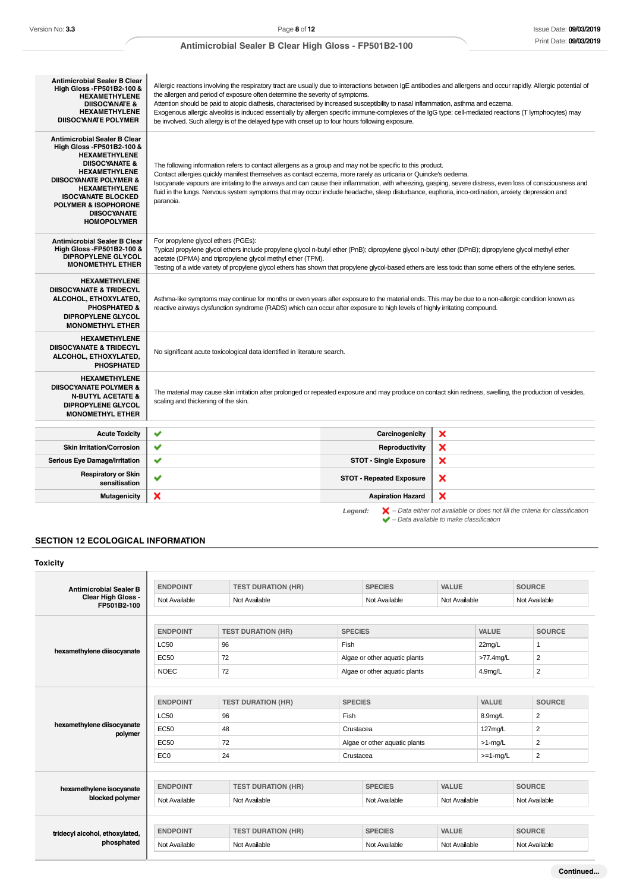| | |
|---|---|
| **Antimicrobial Sealer B Clear High Gloss -FP501B2-100 & HEXAMETHYLENE DIISOCYANATE & HEXAMETHYLENE DIISOCYANATE POLYMER** | Allergic reactions involving the respiratory tract are usually due to interactions between IgE antibodies and allergens and occur rapidly. Allergic potential of the allergen and period of exposure often determine the severity of symptoms. Attention should be paid to atopic diathesis, characterised by increased susceptibility to nasal inflammation, asthma and eczema. Exogenous allergic alveolitis is induced essentially by allergen specific immune-complexes of the IgG type; cell-mediated reactions (T lymphocytes) may be involved. Such allergy is of the delayed type with onset up to four hours following exposure. |
| **Antimicrobial Sealer B Clear High Gloss -FP501B2-100 & HEXAMETHYLENE DIISOCYANATE & HEXAMETHYLENE DIISOCYANATE POLYMER & HEXAMETHYLENE ISOCYANATE BLOCKED POLYMER & ISOPHORONE DIISOCYANATE HOMOPOLYMER** | The following information refers to contact allergens as a group and may not be specific to this product. Contact allergies quickly manifest themselves as contact eczema, more rarely as urticaria or Quincke's oedema. Isocyanate vapours are irritating to the airways and can cause their inflammation, with wheezing, gasping, severe distress, even loss of consciousness and fluid in the lungs. Nervous system symptoms that may occur include headache, sleep disturbance, euphoria, inco-ordination, anxiety, depression and paranoia. |
| **Antimicrobial Sealer B Clear High Gloss -FP501B2-100 & DIPROPYLENE GLYCOL MONOMETHYL ETHER** | For propylene glycol ethers (PGEs): Typical propylene glycol ethers include propylene glycol n-butyl ether (PnB); dipropylene glycol n-butyl ether (DPnB); dipropylene glycol methyl ether acetate (DPMA) and tripropylene glycol methyl ether (TPM). Testing of a wide variety of propylene glycol ethers has shown that propylene glycol-based ethers are less toxic than some ethers of the ethylene series. |
| **HEXAMETHYLENE DIISOCYANATE & TRIDECYL ALCOHOL, ETHOXYLATED, PHOSPHATED & DIPROPYLENE GLYCOL MONOMETHYL ETHER** | Asthma-like symptoms may continue for months or even years after exposure to the material ends. This may be due to a non-allergic condition known as reactive airways dysfunction syndrome (RADS) which can occur after exposure to high levels of highly irritating compound. |
| **HEXAMETHYLENE DIISOCYANATE & TRIDECYL ALCOHOL, ETHOXYLATED, PHOSPHATED** | No significant acute toxicological data identified in literature search. |
| **HEXAMETHYLENE DIISOCYANATE POLYMER & N-BUTYL ACETATE & DIPROPYLENE GLYCOL MONOMETHYL ETHER** | The material may cause skin irritation after prolonged or repeated exposure and may produce on contact skin redness, swelling, the production of vesicles, scaling and thickening of the skin. |

| | | | |
|---|---|---|---|
| **Acute Toxicity** | ✔ | **Carcinogenicity** | ✘ |
| **Skin Irritation/Corrosion** | ✔ | **Reproductivity** | ✘ |
| **Serious Eye Damage/Irritation** | ✔ | **STOT - Single Exposure** | ✘ |
| **Respiratory or Skin sensitisation** | ✔ | **STOT - Repeated Exposure** | ✘ |
| **Mutagenicity** | ✘ | **Aspiration Hazard** | ✘ |

*Legend:* ✘ *– Data either not available or does not fill the criteria for classification*
✔ *– Data available to make classification*

## SECTION 12 ECOLOGICAL INFORMATION

### Toxicity

**Antimicrobial Sealer B Clear High Gloss - FP501B2-100**

| ENDPOINT | TEST DURATION (HR) | SPECIES | VALUE | SOURCE |
|---|---|---|---|---|
| Not Available | Not Available | Not Available | Not Available | Not Available |

**hexamethylene diisocyanate**

| ENDPOINT | TEST DURATION (HR) | SPECIES | VALUE | SOURCE |
|---|---|---|---|---|
| LC50 | 96 | Fish | 22mg/L | 1 |
| EC50 | 72 | Algae or other aquatic plants | >77.4mg/L | 2 |
| NOEC | 72 | Algae or other aquatic plants | 4.9mg/L | 2 |

**hexamethylene diisocyanate polymer**

| ENDPOINT | TEST DURATION (HR) | SPECIES | VALUE | SOURCE |
|---|---|---|---|---|
| LC50 | 96 | Fish | 8.9mg/L | 2 |
| EC50 | 48 | Crustacea | 127mg/L | 2 |
| EC50 | 72 | Algae or other aquatic plants | >1-mg/L | 2 |
| EC0 | 24 | Crustacea | >=1-mg/L | 2 |

**hexamethylene isocyanate blocked polymer**

| ENDPOINT | TEST DURATION (HR) | SPECIES | VALUE | SOURCE |
|---|---|---|---|---|
| Not Available | Not Available | Not Available | Not Available | Not Available |

**tridecyl alcohol, ethoxylated, phosphated**

| ENDPOINT | TEST DURATION (HR) | SPECIES | VALUE | SOURCE |
|---|---|---|---|---|
| Not Available | Not Available | Not Available | Not Available | Not Available |

**Continued...**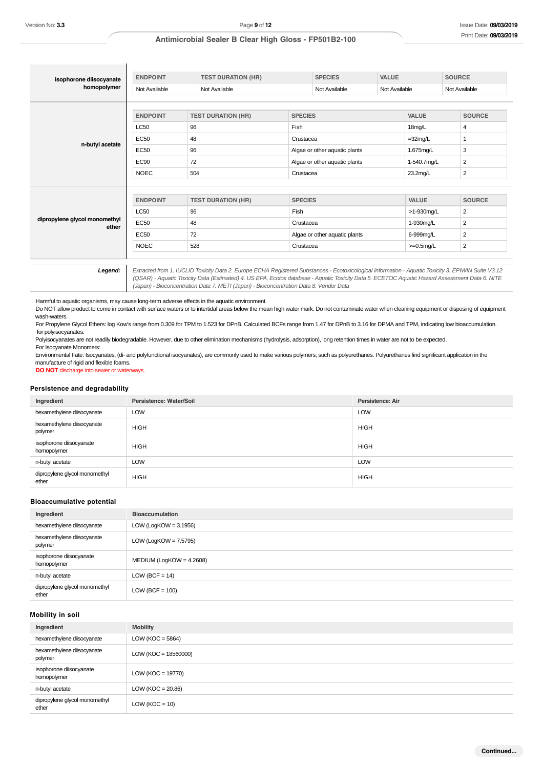| | | | | | |
|---|---|---|---|---|---|
| **isophorone diisocyanate homopolymer** | ENDPOINT | TEST DURATION (HR) | SPECIES | VALUE | SOURCE |
| | Not Available | Not Available | Not Available | Not Available | Not Available |
| **n-butyl acetate** | ENDPOINT | TEST DURATION (HR) | SPECIES | VALUE | SOURCE |
| | LC50 | 96 | Fish | 18mg/L | 4 |
| | EC50 | 48 | Crustacea | =32mg/L | 1 |
| | EC50 | 96 | Algae or other aquatic plants | 1.675mg/L | 3 |
| | EC90 | 72 | Algae or other aquatic plants | 1-540.7mg/L | 2 |
| | NOEC | 504 | Crustacea | 23.2mg/L | 2 |
| **dipropylene glycol monomethyl ether** | ENDPOINT | TEST DURATION (HR) | SPECIES | VALUE | SOURCE |
| | LC50 | 96 | Fish | >1-930mg/L | 2 |
| | EC50 | 48 | Crustacea | 1-930mg/L | 2 |
| | EC50 | 72 | Algae or other aquatic plants | 6-999mg/L | 2 |
| | NOEC | 528 | Crustacea | >=0.5mg/L | 2 |
| ***Legend:*** | *Extracted from 1. IUCLID Toxicity Data 2. Europe ECHA Registered Substances - Ecotoxicological Information - Aquatic Toxicity 3. EPIWIN Suite V3.12 (QSAR) - Aquatic Toxicity Data (Estimated) 4. US EPA, Ecotox database - Aquatic Toxicity Data 5. ECETOC Aquatic Hazard Assessment Data 6. NITE (Japan) - Bioconcentration Data 7. METI (Japan) - Bioconcentration Data 8. Vendor Data* | | | | |

Harmful to aquatic organisms, may cause long-term adverse effects in the aquatic environment.
Do NOT allow product to come in contact with surface waters or to intertidal areas below the mean high water mark. Do not contaminate water when cleaning equipment or disposing of equipment wash-waters.
For Propylene Glycol Ethers: log Kow's range from 0.309 for TPM to 1.523 for DPnB. Calculated BCFs range from 1.47 for DPnB to 3.16 for DPMA and TPM, indicating low bioaccumulation.
for polyisocyanates:
Polyisocyanates are not readily biodegradable. However, due to other elimination mechanisms (hydrolysis, adsorption), long retention times in water are not to be expected.
For Isocyanate Monomers:
Environmental Fate: Isocyanates, (di- and polyfunctional isocyanates), are commonly used to make various polymers, such as polyurethanes. Polyurethanes find significant application in the manufacture of rigid and flexible foams.
**DO NOT** discharge into sewer or waterways.

### Persistence and degradability

| Ingredient | Persistence: Water/Soil | Persistence: Air |
|---|---|---|
| hexamethylene diisocyanate | LOW | LOW |
| hexamethylene diisocyanate polymer | HIGH | HIGH |
| isophorone diisocyanate homopolymer | HIGH | HIGH |
| n-butyl acetate | LOW | LOW |
| dipropylene glycol monomethyl ether | HIGH | HIGH |

### Bioaccumulative potential

| Ingredient | Bioaccumulation |
|---|---|
| hexamethylene diisocyanate | LOW (LogKOW = 3.1956) |
| hexamethylene diisocyanate polymer | LOW (LogKOW = 7.5795) |
| isophorone diisocyanate homopolymer | MEDIUM (LogKOW = 4.2608) |
| n-butyl acetate | LOW (BCF = 14) |
| dipropylene glycol monomethyl ether | LOW (BCF = 100) |

### Mobility in soil

| Ingredient | Mobility |
|---|---|
| hexamethylene diisocyanate | LOW (KOC = 5864) |
| hexamethylene diisocyanate polymer | LOW (KOC = 18560000) |
| isophorone diisocyanate homopolymer | LOW (KOC = 19770) |
| n-butyl acetate | LOW (KOC = 20.86) |
| dipropylene glycol monomethyl ether | LOW (KOC = 10) |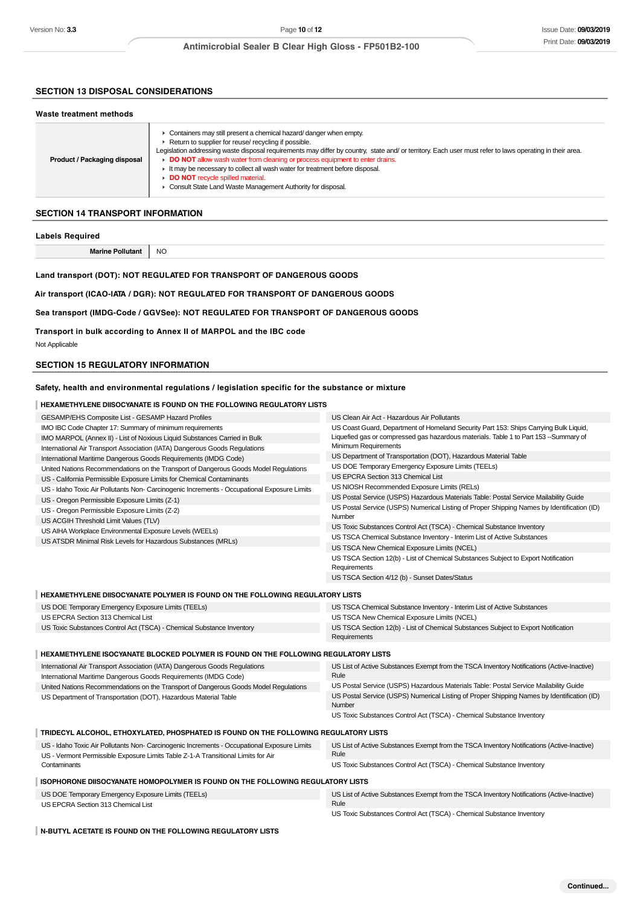## SECTION 13 DISPOSAL CONSIDERATIONS

### Waste treatment methods

| | |
|---|---|
| **Product / Packaging disposal** | ▸ Containers may still present a chemical hazard/ danger when empty.<br>▸ Return to supplier for reuse/ recycling if possible.<br>Legislation addressing waste disposal requirements may differ by country, state and/ or territory. Each user must refer to laws operating in their area.<br>▸ **DO NOT** allow wash water from cleaning or process equipment to enter drains.<br>▸ It may be necessary to collect all wash water for treatment before disposal.<br>▸ **DO NOT** recycle spilled material.<br>▸ Consult State Land Waste Management Authority for disposal. |

## SECTION 14 TRANSPORT INFORMATION

### Labels Required

| | |
|---|---|
| **Marine Pollutant** | NO |

**Land transport (DOT): NOT REGULATED FOR TRANSPORT OF DANGEROUS GOODS**

**Air transport (ICAO-IATA / DGR): NOT REGULATED FOR TRANSPORT OF DANGEROUS GOODS**

**Sea transport (IMDG-Code / GGVSee): NOT REGULATED FOR TRANSPORT OF DANGEROUS GOODS**

**Transport in bulk according to Annex II of MARPOL and the IBC code**

Not Applicable

## SECTION 15 REGULATORY INFORMATION

### Safety, health and environmental regulations / legislation specific for the substance or mixture

**HEXAMETHYLENE DIISOCYANATE IS FOUND ON THE FOLLOWING REGULATORY LISTS**

| | |
|---|---|
| GESAMP/EHS Composite List - GESAMP Hazard Profiles | US Clean Air Act - Hazardous Air Pollutants |
| IMO IBC Code Chapter 17: Summary of minimum requirements | US Coast Guard, Department of Homeland Security Part 153: Ships Carrying Bulk Liquid, Liquefied gas or compressed gas hazardous materials. Table 1 to Part 153 --Summary of Minimum Requirements |
| IMO MARPOL (Annex II) - List of Noxious Liquid Substances Carried in Bulk | US Department of Transportation (DOT), Hazardous Material Table |
| International Air Transport Association (IATA) Dangerous Goods Regulations | US DOE Temporary Emergency Exposure Limits (TEELs) |
| International Maritime Dangerous Goods Requirements (IMDG Code) | US EPCRA Section 313 Chemical List |
| United Nations Recommendations on the Transport of Dangerous Goods Model Regulations | US NIOSH Recommended Exposure Limits (RELs) |
| US - California Permissible Exposure Limits for Chemical Contaminants | US Postal Service (USPS) Hazardous Materials Table: Postal Service Mailability Guide |
| US - Idaho Toxic Air Pollutants Non- Carcinogenic Increments - Occupational Exposure Limits | US Postal Service (USPS) Numerical Listing of Proper Shipping Names by Identification (ID) Number |
| US - Oregon Permissible Exposure Limits (Z-1) | US Toxic Substances Control Act (TSCA) - Chemical Substance Inventory |
| US - Oregon Permissible Exposure Limits (Z-2) | US TSCA Chemical Substance Inventory - Interim List of Active Substances |
| US ACGIH Threshold Limit Values (TLV) | US TSCA New Chemical Exposure Limits (NCEL) |
| US AIHA Workplace Environmental Exposure Levels (WEELs) | US TSCA Section 12(b) - List of Chemical Substances Subject to Export Notification Requirements |
| US ATSDR Minimal Risk Levels for Hazardous Substances (MRLs) | US TSCA Section 4/12 (b) - Sunset Dates/Status |

**HEXAMETHYLENE DIISOCYANATE POLYMER IS FOUND ON THE FOLLOWING REGULATORY LISTS**

| | |
|---|---|
| US DOE Temporary Emergency Exposure Limits (TEELs) | US TSCA Chemical Substance Inventory - Interim List of Active Substances |
| US EPCRA Section 313 Chemical List | US TSCA New Chemical Exposure Limits (NCEL) |
| US Toxic Substances Control Act (TSCA) - Chemical Substance Inventory | US TSCA Section 12(b) - List of Chemical Substances Subject to Export Notification Requirements |

**HEXAMETHYLENE ISOCYANATE BLOCKED POLYMER IS FOUND ON THE FOLLOWING REGULATORY LISTS**

| | |
|---|---|
| International Air Transport Association (IATA) Dangerous Goods Regulations | US List of Active Substances Exempt from the TSCA Inventory Notifications (Active-Inactive) Rule |
| International Maritime Dangerous Goods Requirements (IMDG Code) | US Postal Service (USPS) Hazardous Materials Table: Postal Service Mailability Guide |
| United Nations Recommendations on the Transport of Dangerous Goods Model Regulations | US Postal Service (USPS) Numerical Listing of Proper Shipping Names by Identification (ID) Number |
| US Department of Transportation (DOT), Hazardous Material Table | US Toxic Substances Control Act (TSCA) - Chemical Substance Inventory |

**TRIDECYL ALCOHOL, ETHOXYLATED, PHOSPHATED IS FOUND ON THE FOLLOWING REGULATORY LISTS**

| | |
|---|---|
| US - Idaho Toxic Air Pollutants Non- Carcinogenic Increments - Occupational Exposure Limits | US List of Active Substances Exempt from the TSCA Inventory Notifications (Active-Inactive) Rule |
| US - Vermont Permissible Exposure Limits Table Z-1-A Transitional Limits for Air Contaminants | US Toxic Substances Control Act (TSCA) - Chemical Substance Inventory |

**ISOPHORONE DIISOCYANATE HOMOPOLYMER IS FOUND ON THE FOLLOWING REGULATORY LISTS**

| | |
|---|---|
| US DOE Temporary Emergency Exposure Limits (TEELs) | US List of Active Substances Exempt from the TSCA Inventory Notifications (Active-Inactive) Rule |
| US EPCRA Section 313 Chemical List | US Toxic Substances Control Act (TSCA) - Chemical Substance Inventory |

**N-BUTYL ACETATE IS FOUND ON THE FOLLOWING REGULATORY LISTS**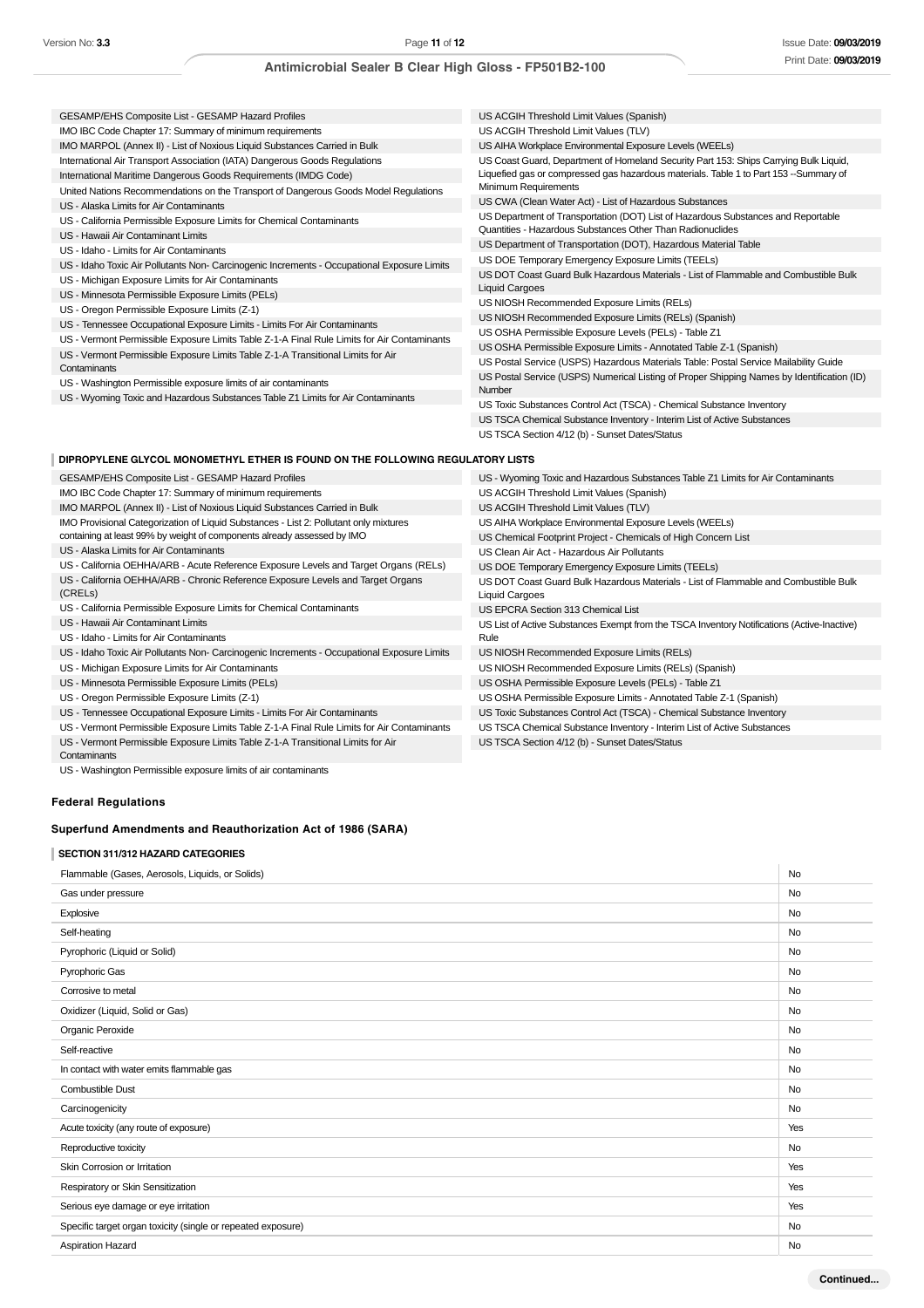| | |
|---|---|
| GESAMP/EHS Composite List - GESAMP Hazard Profiles | US ACGIH Threshold Limit Values (Spanish) |
| IMO IBC Code Chapter 17: Summary of minimum requirements | US ACGIH Threshold Limit Values (TLV) |
| IMO MARPOL (Annex II) - List of Noxious Liquid Substances Carried in Bulk | US AIHA Workplace Environmental Exposure Levels (WEELs) |
| International Air Transport Association (IATA) Dangerous Goods Regulations | US Coast Guard, Department of Homeland Security Part 153: Ships Carrying Bulk Liquid, Liquefied gas or compressed gas hazardous materials. Table 1 to Part 153 --Summary of Minimum Requirements |
| International Maritime Dangerous Goods Requirements (IMDG Code) | US CWA (Clean Water Act) - List of Hazardous Substances |
| United Nations Recommendations on the Transport of Dangerous Goods Model Regulations | US Department of Transportation (DOT) List of Hazardous Substances and Reportable Quantities - Hazardous Substances Other Than Radionuclides |
| US - Alaska Limits for Air Contaminants | US Department of Transportation (DOT), Hazardous Material Table |
| US - California Permissible Exposure Limits for Chemical Contaminants | US DOE Temporary Emergency Exposure Limits (TEELs) |
| US - Hawaii Air Contaminant Limits | US DOT Coast Guard Bulk Hazardous Materials - List of Flammable and Combustible Bulk Liquid Cargoes |
| US - Idaho - Limits for Air Contaminants | US NIOSH Recommended Exposure Limits (RELs) |
| US - Idaho Toxic Air Pollutants Non- Carcinogenic Increments - Occupational Exposure Limits | US NIOSH Recommended Exposure Limits (RELs) (Spanish) |
| US - Michigan Exposure Limits for Air Contaminants | US OSHA Permissible Exposure Levels (PELs) - Table Z1 |
| US - Minnesota Permissible Exposure Limits (PELs) | US OSHA Permissible Exposure Limits - Annotated Table Z-1 (Spanish) |
| US - Oregon Permissible Exposure Limits (Z-1) | US Postal Service (USPS) Hazardous Materials Table: Postal Service Mailability Guide |
| US - Tennessee Occupational Exposure Limits - Limits For Air Contaminants | US Postal Service (USPS) Numerical Listing of Proper Shipping Names by Identification (ID) Number |
| US - Vermont Permissible Exposure Limits Table Z-1-A Final Rule Limits for Air Contaminants | US Toxic Substances Control Act (TSCA) - Chemical Substance Inventory |
| US - Vermont Permissible Exposure Limits Table Z-1-A Transitional Limits for Air Contaminants | US TSCA Chemical Substance Inventory - Interim List of Active Substances |
| US - Washington Permissible exposure limits of air contaminants | US TSCA Section 4/12 (b) - Sunset Dates/Status |
| US - Wyoming Toxic and Hazardous Substances Table Z1 Limits for Air Contaminants | |

### DIPROPYLENE GLYCOL MONOMETHYL ETHER IS FOUND ON THE FOLLOWING REGULATORY LISTS

| | |
|---|---|
| GESAMP/EHS Composite List - GESAMP Hazard Profiles | US - Wyoming Toxic and Hazardous Substances Table Z1 Limits for Air Contaminants |
| IMO IBC Code Chapter 17: Summary of minimum requirements | US ACGIH Threshold Limit Values (Spanish) |
| IMO MARPOL (Annex II) - List of Noxious Liquid Substances Carried in Bulk | US ACGIH Threshold Limit Values (TLV) |
| IMO Provisional Categorization of Liquid Substances - List 2: Pollutant only mixtures containing at least 99% by weight of components already assessed by IMO | US AIHA Workplace Environmental Exposure Levels (WEELs) |
| US - Alaska Limits for Air Contaminants | US Chemical Footprint Project - Chemicals of High Concern List |
| US - California OEHHA/ARB - Acute Reference Exposure Levels and Target Organs (RELs) | US Clean Air Act - Hazardous Air Pollutants |
| US - California OEHHA/ARB - Chronic Reference Exposure Levels and Target Organs (CRELs) | US DOE Temporary Emergency Exposure Limits (TEELs) |
| US - California Permissible Exposure Limits for Chemical Contaminants | US DOT Coast Guard Bulk Hazardous Materials - List of Flammable and Combustible Bulk Liquid Cargoes |
| US - Hawaii Air Contaminant Limits | US EPCRA Section 313 Chemical List |
| US - Idaho - Limits for Air Contaminants | US List of Active Substances Exempt from the TSCA Inventory Notifications (Active-Inactive) Rule |
| US - Idaho Toxic Air Pollutants Non- Carcinogenic Increments - Occupational Exposure Limits | US NIOSH Recommended Exposure Limits (RELs) |
| US - Michigan Exposure Limits for Air Contaminants | US NIOSH Recommended Exposure Limits (RELs) (Spanish) |
| US - Minnesota Permissible Exposure Limits (PELs) | US OSHA Permissible Exposure Levels (PELs) - Table Z1 |
| US - Oregon Permissible Exposure Limits (Z-1) | US OSHA Permissible Exposure Limits - Annotated Table Z-1 (Spanish) |
| US - Tennessee Occupational Exposure Limits - Limits For Air Contaminants | US Toxic Substances Control Act (TSCA) - Chemical Substance Inventory |
| US - Vermont Permissible Exposure Limits Table Z-1-A Final Rule Limits for Air Contaminants | US TSCA Chemical Substance Inventory - Interim List of Active Substances |
| US - Vermont Permissible Exposure Limits Table Z-1-A Transitional Limits for Air Contaminants | US TSCA Section 4/12 (b) - Sunset Dates/Status |
| US - Washington Permissible exposure limits of air contaminants | |

## Federal Regulations

### Superfund Amendments and Reauthorization Act of 1986 (SARA)

#### SECTION 311/312 HAZARD CATEGORIES

| | |
|---|---|
| Flammable (Gases, Aerosols, Liquids, or Solids) | No |
| Gas under pressure | No |
| Explosive | No |
| Self-heating | No |
| Pyrophoric (Liquid or Solid) | No |
| Pyrophoric Gas | No |
| Corrosive to metal | No |
| Oxidizer (Liquid, Solid or Gas) | No |
| Organic Peroxide | No |
| Self-reactive | No |
| In contact with water emits flammable gas | No |
| Combustible Dust | No |
| Carcinogenicity | No |
| Acute toxicity (any route of exposure) | Yes |
| Reproductive toxicity | No |
| Skin Corrosion or Irritation | Yes |
| Respiratory or Skin Sensitization | Yes |
| Serious eye damage or eye irritation | Yes |
| Specific target organ toxicity (single or repeated exposure) | No |
| Aspiration Hazard | No |

Continued...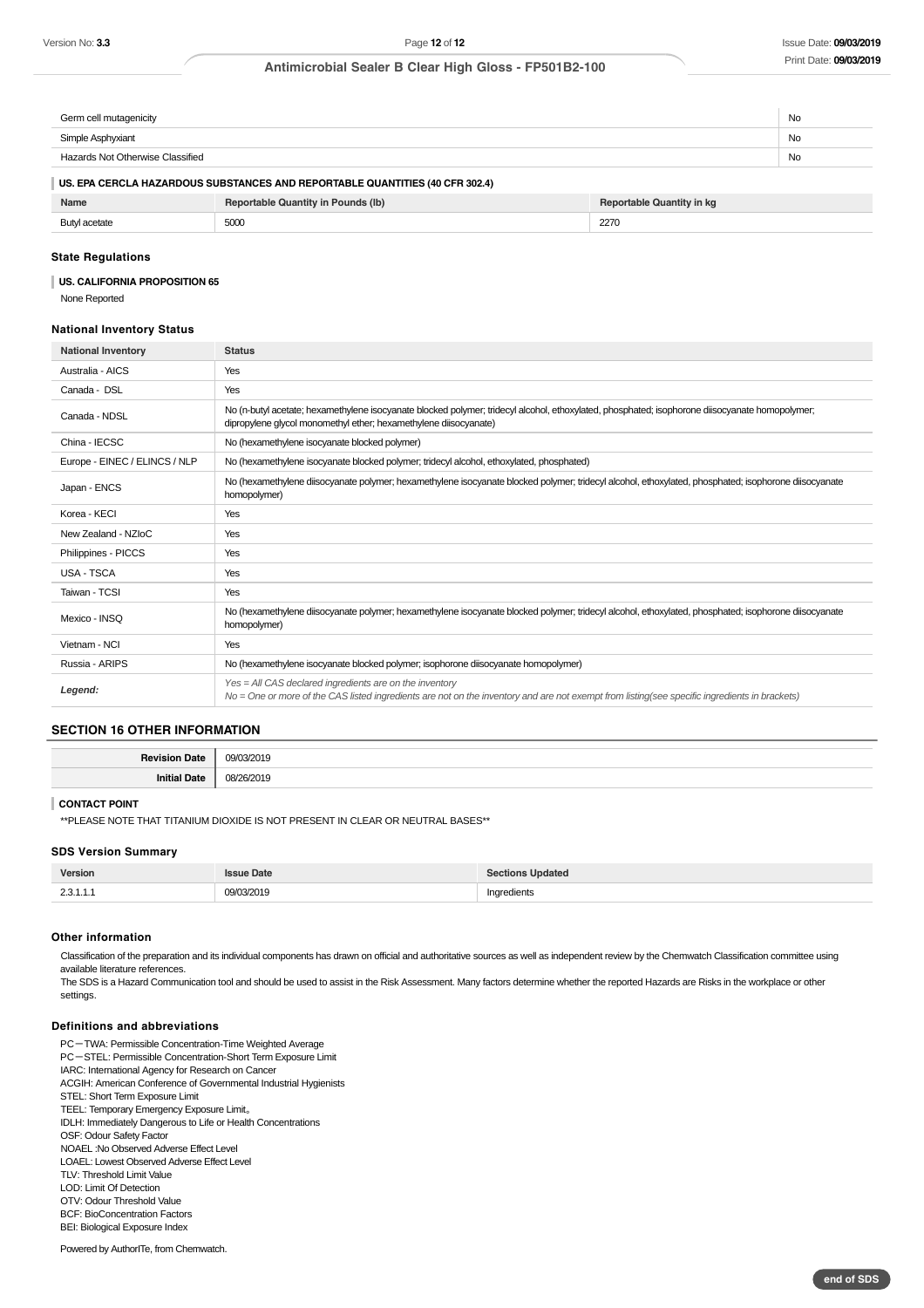| | |
|---|---|
| Germ cell mutagenicity | No |
| Simple Asphyxiant | No |
| Hazards Not Otherwise Classified | No |

#### US. EPA CERCLA HAZARDOUS SUBSTANCES AND REPORTABLE QUANTITIES (40 CFR 302.4)

| Name | Reportable Quantity in Pounds (lb) | Reportable Quantity in kg |
|---|---|---|
| Butyl acetate | 5000 | 2270 |

### State Regulations

#### US. CALIFORNIA PROPOSITION 65

None Reported

### National Inventory Status

| National Inventory | Status |
|---|---|
| Australia - AICS | Yes |
| Canada - DSL | Yes |
| Canada - NDSL | No (n-butyl acetate; hexamethylene isocyanate blocked polymer; tridecyl alcohol, ethoxylated, phosphated; isophorone diisocyanate homopolymer; dipropylene glycol monomethyl ether; hexamethylene diisocyanate) |
| China - IECSC | No (hexamethylene isocyanate blocked polymer) |
| Europe - EINEC / ELINCS / NLP | No (hexamethylene isocyanate blocked polymer; tridecyl alcohol, ethoxylated, phosphated) |
| Japan - ENCS | No (hexamethylene diisocyanate polymer; hexamethylene isocyanate blocked polymer; tridecyl alcohol, ethoxylated, phosphated; isophorone diisocyanate homopolymer) |
| Korea - KECI | Yes |
| New Zealand - NZIoC | Yes |
| Philippines - PICCS | Yes |
| USA - TSCA | Yes |
| Taiwan - TCSI | Yes |
| Mexico - INSQ | No (hexamethylene diisocyanate polymer; hexamethylene isocyanate blocked polymer; tridecyl alcohol, ethoxylated, phosphated; isophorone diisocyanate homopolymer) |
| Vietnam - NCI | Yes |
| Russia - ARIPS | No (hexamethylene isocyanate blocked polymer; isophorone diisocyanate homopolymer) |
| *Legend:* | *Yes = All CAS declared ingredients are on the inventory*<br>*No = One or more of the CAS listed ingredients are not on the inventory and are not exempt from listing(see specific ingredients in brackets)* |

## SECTION 16 OTHER INFORMATION

| | |
|---|---|
| **Revision Date** | 09/03/2019 |
| **Initial Date** | 08/26/2019 |

#### CONTACT POINT

**PLEASE NOTE THAT TITANIUM DIOXIDE IS NOT PRESENT IN CLEAR OR NEUTRAL BASES**

### SDS Version Summary

| Version | Issue Date | Sections Updated |
|---|---|---|
| 2.3.1.1.1 | 09/03/2019 | Ingredients |

### Other information

Classification of the preparation and its individual components has drawn on official and authoritative sources as well as independent review by the Chemwatch Classification committee using available literature references.

The SDS is a Hazard Communication tool and should be used to assist in the Risk Assessment. Many factors determine whether the reported Hazards are Risks in the workplace or other settings.

### Definitions and abbreviations

PC－TWA: Permissible Concentration-Time Weighted Average
PC－STEL: Permissible Concentration-Short Term Exposure Limit
IARC: International Agency for Research on Cancer
ACGIH: American Conference of Governmental Industrial Hygienists
STEL: Short Term Exposure Limit
TEEL: Temporary Emergency Exposure Limit。
IDLH: Immediately Dangerous to Life or Health Concentrations
OSF: Odour Safety Factor
NOAEL :No Observed Adverse Effect Level
LOAEL: Lowest Observed Adverse Effect Level
TLV: Threshold Limit Value
LOD: Limit Of Detection
OTV: Odour Threshold Value
BCF: BioConcentration Factors
BEI: Biological Exposure Index

Powered by AuthorITe, from Chemwatch.

**end of SDS**